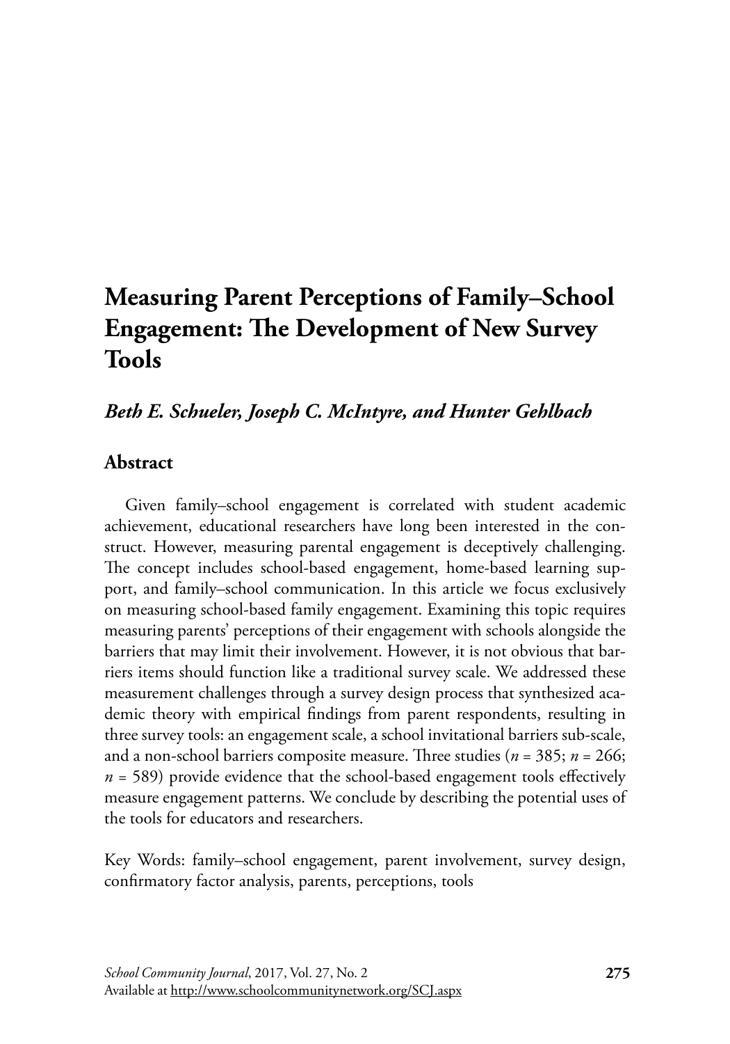# Measuring Parent Perceptions of Family–School Engagement: The Development of New Survey Tools

***Beth E. Schueler, Joseph C. McIntyre, and Hunter Gehlbach***

## Abstract

Given family–school engagement is correlated with student academic achievement, educational researchers have long been interested in the construct. However, measuring parental engagement is deceptively challenging. The concept includes school-based engagement, home-based learning support, and family–school communication. In this article we focus exclusively on measuring school-based family engagement. Examining this topic requires measuring parents' perceptions of their engagement with schools alongside the barriers that may limit their involvement. However, it is not obvious that barriers items should function like a traditional survey scale. We addressed these measurement challenges through a survey design process that synthesized academic theory with empirical findings from parent respondents, resulting in three survey tools: an engagement scale, a school invitational barriers sub-scale, and a non-school barriers composite measure. Three studies ($n$ = 385; $n$ = 266; $n$ = 589) provide evidence that the school-based engagement tools effectively measure engagement patterns. We conclude by describing the potential uses of the tools for educators and researchers.

Key Words: family–school engagement, parent involvement, survey design, confirmatory factor analysis, parents, perceptions, tools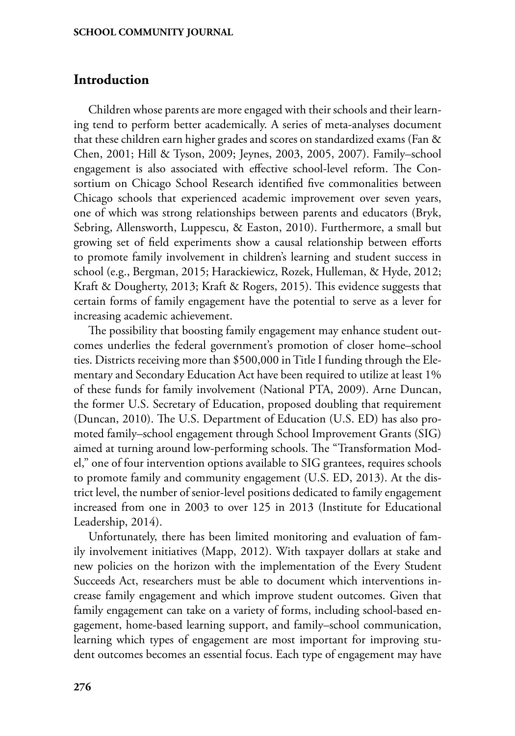## Introduction

Children whose parents are more engaged with their schools and their learning tend to perform better academically. A series of meta-analyses document that these children earn higher grades and scores on standardized exams (Fan & Chen, 2001; Hill & Tyson, 2009; Jeynes, 2003, 2005, 2007). Family–school engagement is also associated with effective school-level reform. The Consortium on Chicago School Research identified five commonalities between Chicago schools that experienced academic improvement over seven years, one of which was strong relationships between parents and educators (Bryk, Sebring, Allensworth, Luppescu, & Easton, 2010). Furthermore, a small but growing set of field experiments show a causal relationship between efforts to promote family involvement in children's learning and student success in school (e.g., Bergman, 2015; Harackiewicz, Rozek, Hulleman, & Hyde, 2012; Kraft & Dougherty, 2013; Kraft & Rogers, 2015). This evidence suggests that certain forms of family engagement have the potential to serve as a lever for increasing academic achievement.

The possibility that boosting family engagement may enhance student outcomes underlies the federal government's promotion of closer home–school ties. Districts receiving more than $500,000 in Title I funding through the Elementary and Secondary Education Act have been required to utilize at least 1% of these funds for family involvement (National PTA, 2009). Arne Duncan, the former U.S. Secretary of Education, proposed doubling that requirement (Duncan, 2010). The U.S. Department of Education (U.S. ED) has also promoted family–school engagement through School Improvement Grants (SIG) aimed at turning around low-performing schools. The "Transformation Model," one of four intervention options available to SIG grantees, requires schools to promote family and community engagement (U.S. ED, 2013). At the district level, the number of senior-level positions dedicated to family engagement increased from one in 2003 to over 125 in 2013 (Institute for Educational Leadership, 2014).

Unfortunately, there has been limited monitoring and evaluation of family involvement initiatives (Mapp, 2012). With taxpayer dollars at stake and new policies on the horizon with the implementation of the Every Student Succeeds Act, researchers must be able to document which interventions increase family engagement and which improve student outcomes. Given that family engagement can take on a variety of forms, including school-based engagement, home-based learning support, and family–school communication, learning which types of engagement are most important for improving student outcomes becomes an essential focus. Each type of engagement may have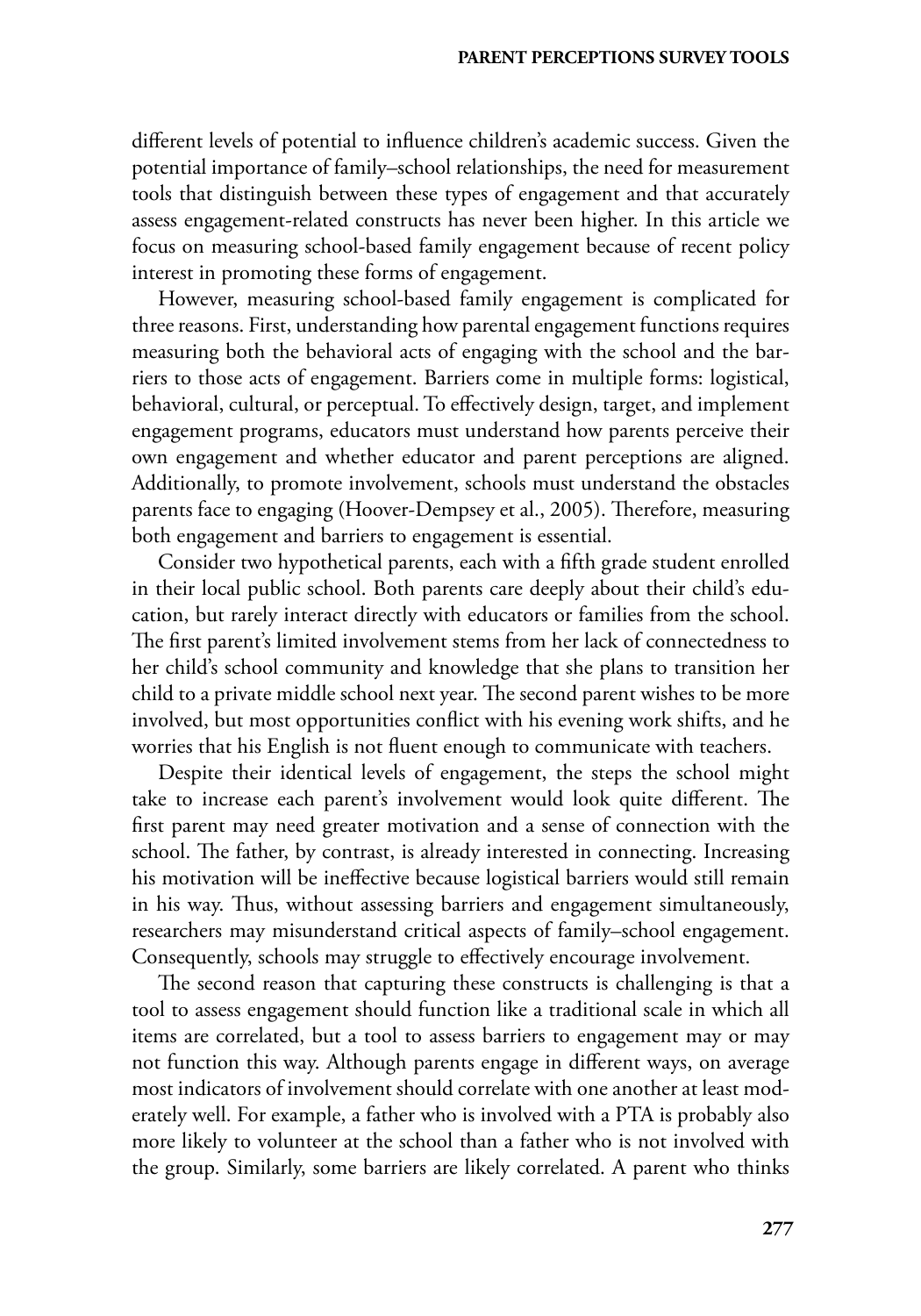different levels of potential to influence children's academic success. Given the potential importance of family–school relationships, the need for measurement tools that distinguish between these types of engagement and that accurately assess engagement-related constructs has never been higher. In this article we focus on measuring school-based family engagement because of recent policy interest in promoting these forms of engagement.

However, measuring school-based family engagement is complicated for three reasons. First, understanding how parental engagement functions requires measuring both the behavioral acts of engaging with the school and the barriers to those acts of engagement. Barriers come in multiple forms: logistical, behavioral, cultural, or perceptual. To effectively design, target, and implement engagement programs, educators must understand how parents perceive their own engagement and whether educator and parent perceptions are aligned. Additionally, to promote involvement, schools must understand the obstacles parents face to engaging (Hoover-Dempsey et al., 2005). Therefore, measuring both engagement and barriers to engagement is essential.

Consider two hypothetical parents, each with a fifth grade student enrolled in their local public school. Both parents care deeply about their child's education, but rarely interact directly with educators or families from the school. The first parent's limited involvement stems from her lack of connectedness to her child's school community and knowledge that she plans to transition her child to a private middle school next year. The second parent wishes to be more involved, but most opportunities conflict with his evening work shifts, and he worries that his English is not fluent enough to communicate with teachers.

Despite their identical levels of engagement, the steps the school might take to increase each parent's involvement would look quite different. The first parent may need greater motivation and a sense of connection with the school. The father, by contrast, is already interested in connecting. Increasing his motivation will be ineffective because logistical barriers would still remain in his way. Thus, without assessing barriers and engagement simultaneously, researchers may misunderstand critical aspects of family–school engagement. Consequently, schools may struggle to effectively encourage involvement.

The second reason that capturing these constructs is challenging is that a tool to assess engagement should function like a traditional scale in which all items are correlated, but a tool to assess barriers to engagement may or may not function this way. Although parents engage in different ways, on average most indicators of involvement should correlate with one another at least moderately well. For example, a father who is involved with a PTA is probably also more likely to volunteer at the school than a father who is not involved with the group. Similarly, some barriers are likely correlated. A parent who thinks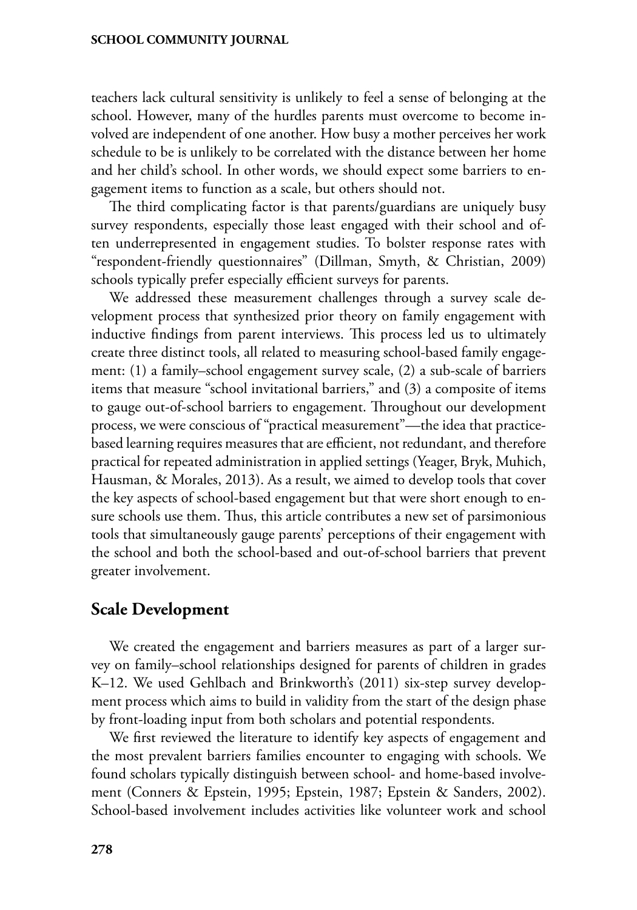teachers lack cultural sensitivity is unlikely to feel a sense of belonging at the school. However, many of the hurdles parents must overcome to become involved are independent of one another. How busy a mother perceives her work schedule to be is unlikely to be correlated with the distance between her home and her child's school. In other words, we should expect some barriers to engagement items to function as a scale, but others should not.

The third complicating factor is that parents/guardians are uniquely busy survey respondents, especially those least engaged with their school and often underrepresented in engagement studies. To bolster response rates with "respondent-friendly questionnaires" (Dillman, Smyth, & Christian, 2009) schools typically prefer especially efficient surveys for parents.

We addressed these measurement challenges through a survey scale development process that synthesized prior theory on family engagement with inductive findings from parent interviews. This process led us to ultimately create three distinct tools, all related to measuring school-based family engagement: (1) a family–school engagement survey scale, (2) a sub-scale of barriers items that measure "school invitational barriers," and (3) a composite of items to gauge out-of-school barriers to engagement. Throughout our development process, we were conscious of "practical measurement"—the idea that practice-based learning requires measures that are efficient, not redundant, and therefore practical for repeated administration in applied settings (Yeager, Bryk, Muhich, Hausman, & Morales, 2013). As a result, we aimed to develop tools that cover the key aspects of school-based engagement but that were short enough to ensure schools use them. Thus, this article contributes a new set of parsimonious tools that simultaneously gauge parents' perceptions of their engagement with the school and both the school-based and out-of-school barriers that prevent greater involvement.

## Scale Development

We created the engagement and barriers measures as part of a larger survey on family–school relationships designed for parents of children in grades K–12. We used Gehlbach and Brinkworth's (2011) six-step survey development process which aims to build in validity from the start of the design phase by front-loading input from both scholars and potential respondents.

We first reviewed the literature to identify key aspects of engagement and the most prevalent barriers families encounter to engaging with schools. We found scholars typically distinguish between school- and home-based involvement (Conners & Epstein, 1995; Epstein, 1987; Epstein & Sanders, 2002). School-based involvement includes activities like volunteer work and school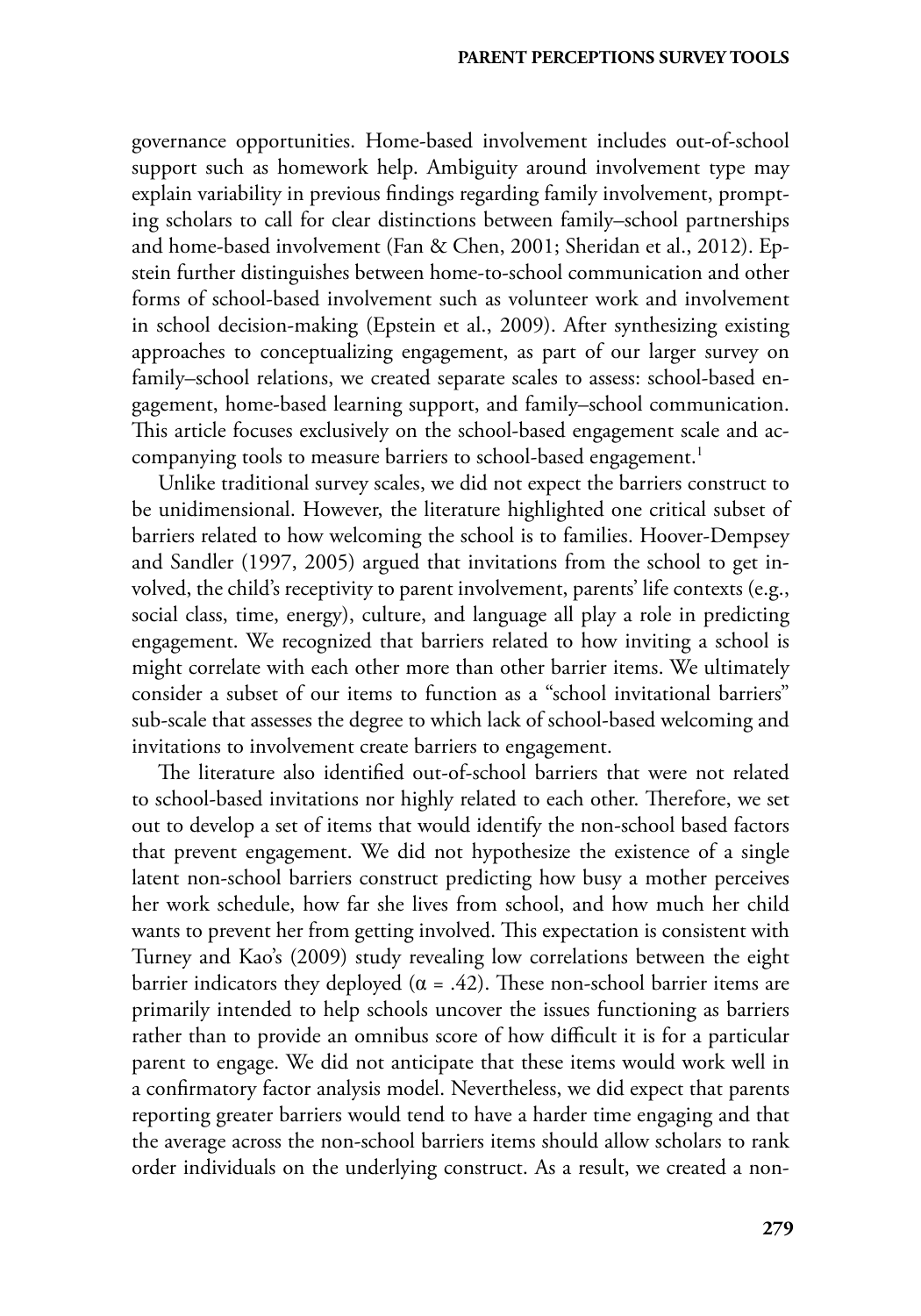governance opportunities. Home-based involvement includes out-of-school support such as homework help. Ambiguity around involvement type may explain variability in previous findings regarding family involvement, prompting scholars to call for clear distinctions between family–school partnerships and home-based involvement (Fan & Chen, 2001; Sheridan et al., 2012). Epstein further distinguishes between home-to-school communication and other forms of school-based involvement such as volunteer work and involvement in school decision-making (Epstein et al., 2009). After synthesizing existing approaches to conceptualizing engagement, as part of our larger survey on family–school relations, we created separate scales to assess: school-based engagement, home-based learning support, and family–school communication. This article focuses exclusively on the school-based engagement scale and accompanying tools to measure barriers to school-based engagement.[1]

Unlike traditional survey scales, we did not expect the barriers construct to be unidimensional. However, the literature highlighted one critical subset of barriers related to how welcoming the school is to families. Hoover-Dempsey and Sandler (1997, 2005) argued that invitations from the school to get involved, the child's receptivity to parent involvement, parents' life contexts (e.g., social class, time, energy), culture, and language all play a role in predicting engagement. We recognized that barriers related to how inviting a school is might correlate with each other more than other barrier items. We ultimately consider a subset of our items to function as a "school invitational barriers" sub-scale that assesses the degree to which lack of school-based welcoming and invitations to involvement create barriers to engagement.

The literature also identified out-of-school barriers that were not related to school-based invitations nor highly related to each other. Therefore, we set out to develop a set of items that would identify the non-school based factors that prevent engagement. We did not hypothesize the existence of a single latent non-school barriers construct predicting how busy a mother perceives her work schedule, how far she lives from school, and how much her child wants to prevent her from getting involved. This expectation is consistent with Turney and Kao's (2009) study revealing low correlations between the eight barrier indicators they deployed ($\alpha = .42$). These non-school barrier items are primarily intended to help schools uncover the issues functioning as barriers rather than to provide an omnibus score of how difficult it is for a particular parent to engage. We did not anticipate that these items would work well in a confirmatory factor analysis model. Nevertheless, we did expect that parents reporting greater barriers would tend to have a harder time engaging and that the average across the non-school barriers items should allow scholars to rank order individuals on the underlying construct. As a result, we created a non-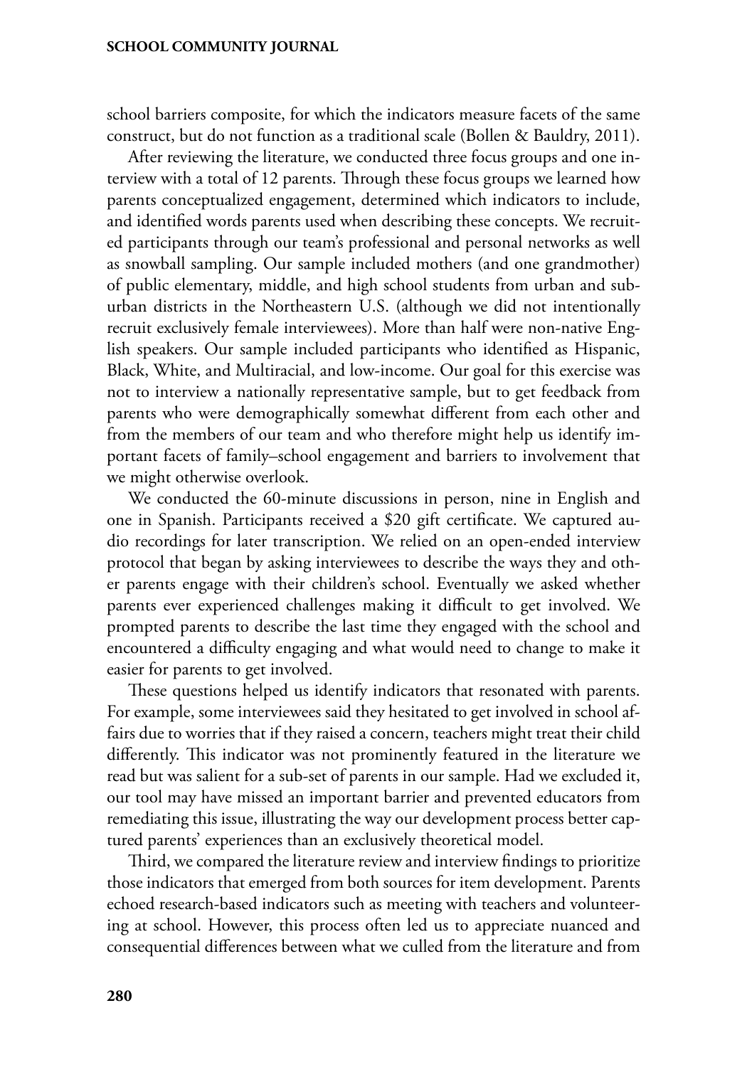school barriers composite, for which the indicators measure facets of the same construct, but do not function as a traditional scale (Bollen & Bauldry, 2011).

After reviewing the literature, we conducted three focus groups and one interview with a total of 12 parents. Through these focus groups we learned how parents conceptualized engagement, determined which indicators to include, and identified words parents used when describing these concepts. We recruited participants through our team's professional and personal networks as well as snowball sampling. Our sample included mothers (and one grandmother) of public elementary, middle, and high school students from urban and suburban districts in the Northeastern U.S. (although we did not intentionally recruit exclusively female interviewees). More than half were non-native English speakers. Our sample included participants who identified as Hispanic, Black, White, and Multiracial, and low-income. Our goal for this exercise was not to interview a nationally representative sample, but to get feedback from parents who were demographically somewhat different from each other and from the members of our team and who therefore might help us identify important facets of family–school engagement and barriers to involvement that we might otherwise overlook.

We conducted the 60-minute discussions in person, nine in English and one in Spanish. Participants received a $20 gift certificate. We captured audio recordings for later transcription. We relied on an open-ended interview protocol that began by asking interviewees to describe the ways they and other parents engage with their children's school. Eventually we asked whether parents ever experienced challenges making it difficult to get involved. We prompted parents to describe the last time they engaged with the school and encountered a difficulty engaging and what would need to change to make it easier for parents to get involved.

These questions helped us identify indicators that resonated with parents. For example, some interviewees said they hesitated to get involved in school affairs due to worries that if they raised a concern, teachers might treat their child differently. This indicator was not prominently featured in the literature we read but was salient for a sub-set of parents in our sample. Had we excluded it, our tool may have missed an important barrier and prevented educators from remediating this issue, illustrating the way our development process better captured parents' experiences than an exclusively theoretical model.

Third, we compared the literature review and interview findings to prioritize those indicators that emerged from both sources for item development. Parents echoed research-based indicators such as meeting with teachers and volunteering at school. However, this process often led us to appreciate nuanced and consequential differences between what we culled from the literature and from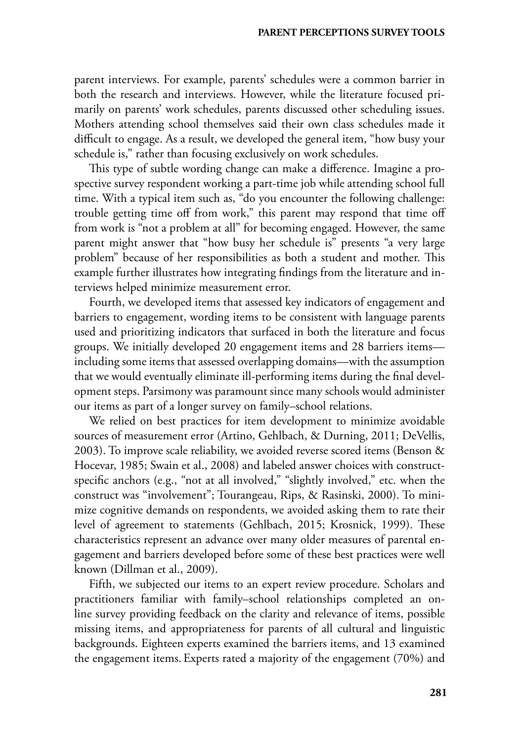parent interviews. For example, parents' schedules were a common barrier in both the research and interviews. However, while the literature focused primarily on parents' work schedules, parents discussed other scheduling issues. Mothers attending school themselves said their own class schedules made it difficult to engage. As a result, we developed the general item, "how busy your schedule is," rather than focusing exclusively on work schedules.

This type of subtle wording change can make a difference. Imagine a prospective survey respondent working a part-time job while attending school full time. With a typical item such as, "do you encounter the following challenge: trouble getting time off from work," this parent may respond that time off from work is "not a problem at all" for becoming engaged. However, the same parent might answer that "how busy her schedule is" presents "a very large problem" because of her responsibilities as both a student and mother. This example further illustrates how integrating findings from the literature and interviews helped minimize measurement error.

Fourth, we developed items that assessed key indicators of engagement and barriers to engagement, wording items to be consistent with language parents used and prioritizing indicators that surfaced in both the literature and focus groups. We initially developed 20 engagement items and 28 barriers items—including some items that assessed overlapping domains—with the assumption that we would eventually eliminate ill-performing items during the final development steps. Parsimony was paramount since many schools would administer our items as part of a longer survey on family–school relations.

We relied on best practices for item development to minimize avoidable sources of measurement error (Artino, Gehlbach, & Durning, 2011; DeVellis, 2003). To improve scale reliability, we avoided reverse scored items (Benson & Hocevar, 1985; Swain et al., 2008) and labeled answer choices with construct-specific anchors (e.g., "not at all involved," "slightly involved," etc. when the construct was "involvement"; Tourangeau, Rips, & Rasinski, 2000). To minimize cognitive demands on respondents, we avoided asking them to rate their level of agreement to statements (Gehlbach, 2015; Krosnick, 1999). These characteristics represent an advance over many older measures of parental engagement and barriers developed before some of these best practices were well known (Dillman et al., 2009).

Fifth, we subjected our items to an expert review procedure. Scholars and practitioners familiar with family–school relationships completed an online survey providing feedback on the clarity and relevance of items, possible missing items, and appropriateness for parents of all cultural and linguistic backgrounds. Eighteen experts examined the barriers items, and 13 examined the engagement items. Experts rated a majority of the engagement (70%) and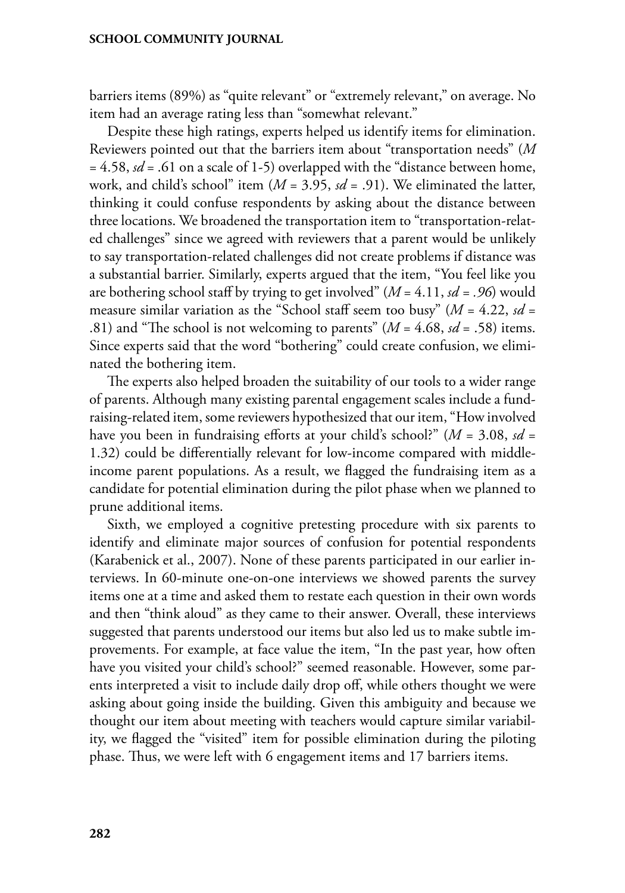barriers items (89%) as "quite relevant" or "extremely relevant," on average. No item had an average rating less than "somewhat relevant."

Despite these high ratings, experts helped us identify items for elimination. Reviewers pointed out that the barriers item about "transportation needs" ($M = 4.58$, $sd = .61$ on a scale of 1-5) overlapped with the "distance between home, work, and child's school" item ($M = 3.95$, $sd = .91$). We eliminated the latter, thinking it could confuse respondents by asking about the distance between three locations. We broadened the transportation item to "transportation-related challenges" since we agreed with reviewers that a parent would be unlikely to say transportation-related challenges did not create problems if distance was a substantial barrier. Similarly, experts argued that the item, "You feel like you are bothering school staff by trying to get involved" ($M = 4.11$, $sd = .96$) would measure similar variation as the "School staff seem too busy" ($M = 4.22$, $sd = .81$) and "The school is not welcoming to parents" ($M = 4.68$, $sd = .58$) items. Since experts said that the word "bothering" could create confusion, we eliminated the bothering item.

The experts also helped broaden the suitability of our tools to a wider range of parents. Although many existing parental engagement scales include a fundraising-related item, some reviewers hypothesized that our item, "How involved have you been in fundraising efforts at your child's school?" ($M = 3.08$, $sd = 1.32$) could be differentially relevant for low-income compared with middle-income parent populations. As a result, we flagged the fundraising item as a candidate for potential elimination during the pilot phase when we planned to prune additional items.

Sixth, we employed a cognitive pretesting procedure with six parents to identify and eliminate major sources of confusion for potential respondents (Karabenick et al., 2007). None of these parents participated in our earlier interviews. In 60-minute one-on-one interviews we showed parents the survey items one at a time and asked them to restate each question in their own words and then "think aloud" as they came to their answer. Overall, these interviews suggested that parents understood our items but also led us to make subtle improvements. For example, at face value the item, "In the past year, how often have you visited your child's school?" seemed reasonable. However, some parents interpreted a visit to include daily drop off, while others thought we were asking about going inside the building. Given this ambiguity and because we thought our item about meeting with teachers would capture similar variability, we flagged the "visited" item for possible elimination during the piloting phase. Thus, we were left with 6 engagement items and 17 barriers items.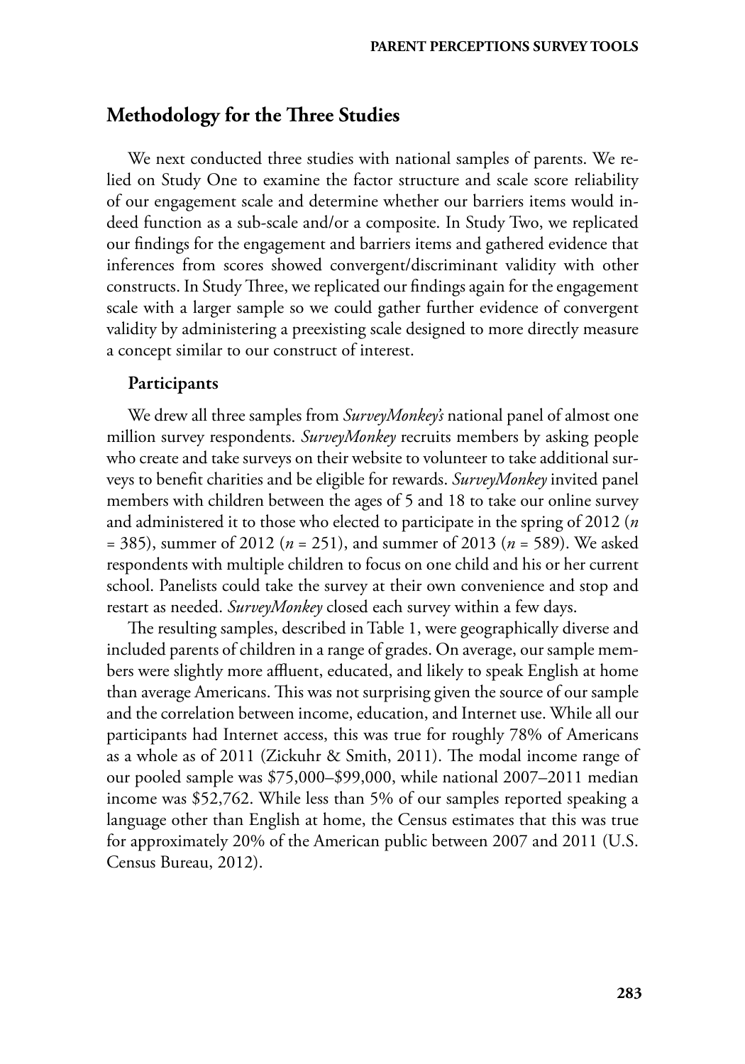## Methodology for the Three Studies

We next conducted three studies with national samples of parents. We relied on Study One to examine the factor structure and scale score reliability of our engagement scale and determine whether our barriers items would indeed function as a sub-scale and/or a composite. In Study Two, we replicated our findings for the engagement and barriers items and gathered evidence that inferences from scores showed convergent/discriminant validity with other constructs. In Study Three, we replicated our findings again for the engagement scale with a larger sample so we could gather further evidence of convergent validity by administering a preexisting scale designed to more directly measure a concept similar to our construct of interest.

### Participants

We drew all three samples from *SurveyMonkey's* national panel of almost one million survey respondents. *SurveyMonkey* recruits members by asking people who create and take surveys on their website to volunteer to take additional surveys to benefit charities and be eligible for rewards. *SurveyMonkey* invited panel members with children between the ages of 5 and 18 to take our online survey and administered it to those who elected to participate in the spring of 2012 ($n$ = 385), summer of 2012 ($n$ = 251), and summer of 2013 ($n$ = 589). We asked respondents with multiple children to focus on one child and his or her current school. Panelists could take the survey at their own convenience and stop and restart as needed. *SurveyMonkey* closed each survey within a few days.

The resulting samples, described in Table 1, were geographically diverse and included parents of children in a range of grades. On average, our sample members were slightly more affluent, educated, and likely to speak English at home than average Americans. This was not surprising given the source of our sample and the correlation between income, education, and Internet use. While all our participants had Internet access, this was true for roughly 78% of Americans as a whole as of 2011 (Zickuhr & Smith, 2011). The modal income range of our pooled sample was \$75,000–\$99,000, while national 2007–2011 median income was \$52,762. While less than 5% of our samples reported speaking a language other than English at home, the Census estimates that this was true for approximately 20% of the American public between 2007 and 2011 (U.S. Census Bureau, 2012).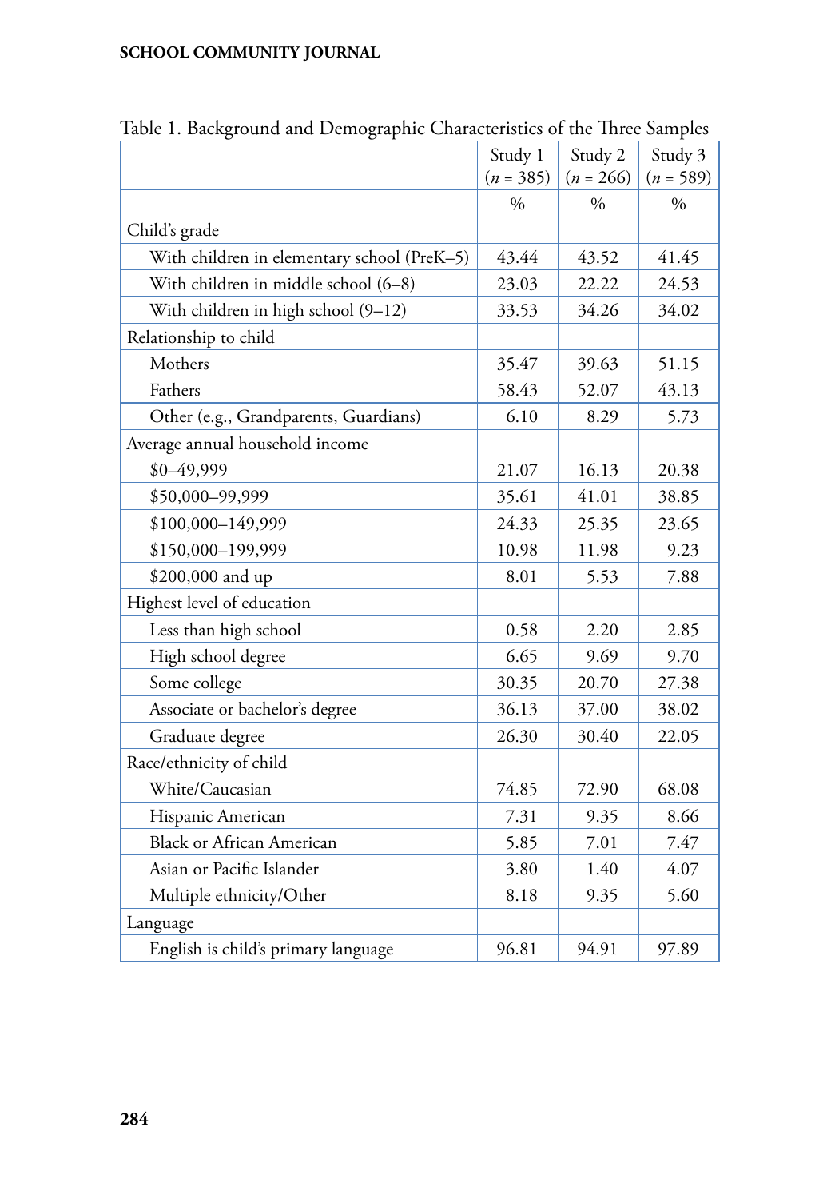Table 1. Background and Demographic Characteristics of the Three Samples

| | Study 1 ($n$ = 385) | Study 2 ($n$ = 266) | Study 3 ($n$ = 589) |
|---|---|---|---|
| | % | % | % |
| Child's grade | | | |
| With children in elementary school (PreK–5) | 43.44 | 43.52 | 41.45 |
| With children in middle school (6–8) | 23.03 | 22.22 | 24.53 |
| With children in high school (9–12) | 33.53 | 34.26 | 34.02 |
| Relationship to child | | | |
| Mothers | 35.47 | 39.63 | 51.15 |
| Fathers | 58.43 | 52.07 | 43.13 |
| Other (e.g., Grandparents, Guardians) | 6.10 | 8.29 | 5.73 |
| Average annual household income | | | |
| $0–49,999 | 21.07 | 16.13 | 20.38 |
| $50,000–99,999 | 35.61 | 41.01 | 38.85 |
| $100,000–149,999 | 24.33 | 25.35 | 23.65 |
| $150,000–199,999 | 10.98 | 11.98 | 9.23 |
| $200,000 and up | 8.01 | 5.53 | 7.88 |
| Highest level of education | | | |
| Less than high school | 0.58 | 2.20 | 2.85 |
| High school degree | 6.65 | 9.69 | 9.70 |
| Some college | 30.35 | 20.70 | 27.38 |
| Associate or bachelor's degree | 36.13 | 37.00 | 38.02 |
| Graduate degree | 26.30 | 30.40 | 22.05 |
| Race/ethnicity of child | | | |
| White/Caucasian | 74.85 | 72.90 | 68.08 |
| Hispanic American | 7.31 | 9.35 | 8.66 |
| Black or African American | 5.85 | 7.01 | 7.47 |
| Asian or Pacific Islander | 3.80 | 1.40 | 4.07 |
| Multiple ethnicity/Other | 8.18 | 9.35 | 5.60 |
| Language | | | |
| English is child's primary language | 96.81 | 94.91 | 97.89 |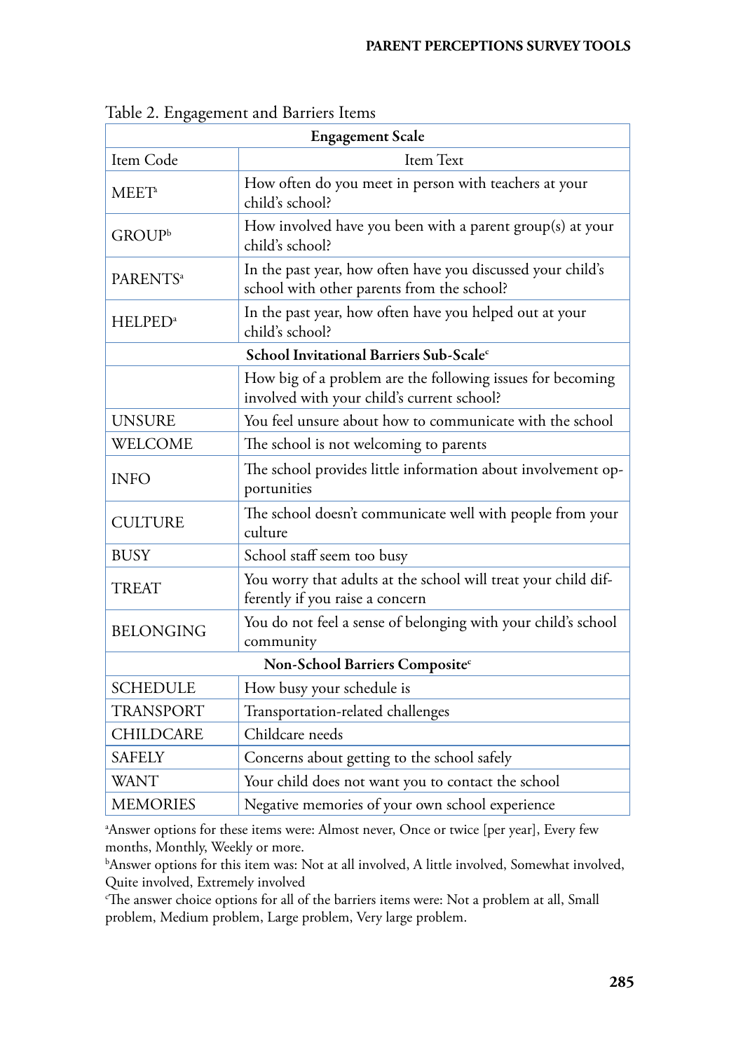Table 2. Engagement and Barriers Items

| Engagement Scale | |
|---|---|
| Item Code | Item Text |
| MEET[a] | How often do you meet in person with teachers at your child's school? |
| GROUP[b] | How involved have you been with a parent group(s) at your child's school? |
| PARENTS[a] | In the past year, how often have you discussed your child's school with other parents from the school? |
| HELPED[a] | In the past year, how often have you helped out at your child's school? |
| **School Invitational Barriers Sub-Scale[c]** | |
| | How big of a problem are the following issues for becoming involved with your child's current school? |
| UNSURE | You feel unsure about how to communicate with the school |
| WELCOME | The school is not welcoming to parents |
| INFO | The school provides little information about involvement opportunities |
| CULTURE | The school doesn't communicate well with people from your culture |
| BUSY | School staff seem too busy |
| TREAT | You worry that adults at the school will treat your child differently if you raise a concern |
| BELONGING | You do not feel a sense of belonging with your child's school community |
| **Non-School Barriers Composite[c]** | |
| SCHEDULE | How busy your schedule is |
| TRANSPORT | Transportation-related challenges |
| CHILDCARE | Childcare needs |
| SAFELY | Concerns about getting to the school safely |
| WANT | Your child does not want you to contact the school |
| MEMORIES | Negative memories of your own school experience |

[a]Answer options for these items were: Almost never, Once or twice [per year], Every few months, Monthly, Weekly or more.

[b]Answer options for this item was: Not at all involved, A little involved, Somewhat involved, Quite involved, Extremely involved

[c]The answer choice options for all of the barriers items were: Not a problem at all, Small problem, Medium problem, Large problem, Very large problem.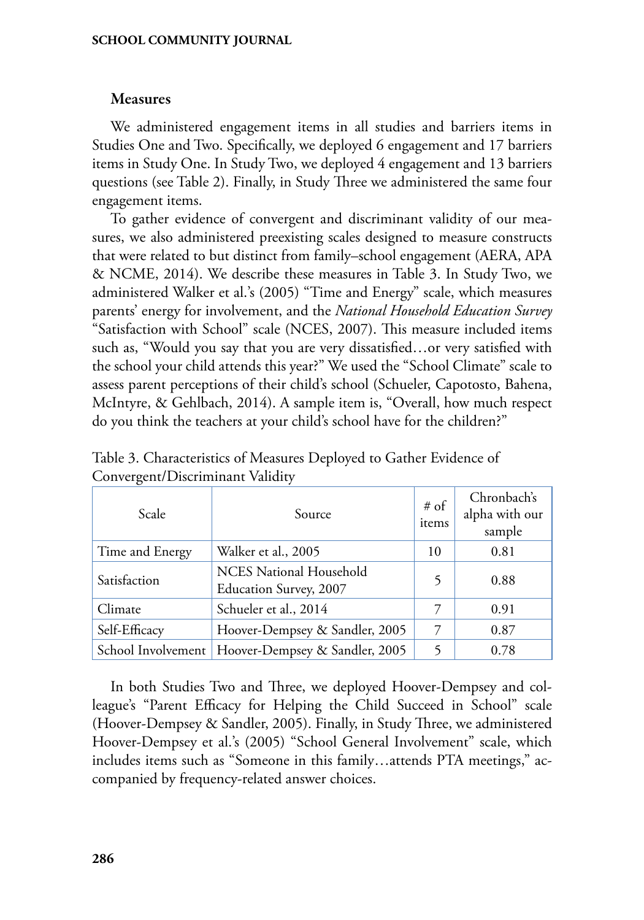### Measures

We administered engagement items in all studies and barriers items in Studies One and Two. Specifically, we deployed 6 engagement and 17 barriers items in Study One. In Study Two, we deployed 4 engagement and 13 barriers questions (see Table 2). Finally, in Study Three we administered the same four engagement items.

To gather evidence of convergent and discriminant validity of our measures, we also administered preexisting scales designed to measure constructs that were related to but distinct from family–school engagement (AERA, APA & NCME, 2014). We describe these measures in Table 3. In Study Two, we administered Walker et al.'s (2005) "Time and Energy" scale, which measures parents' energy for involvement, and the *National Household Education Survey* "Satisfaction with School" scale (NCES, 2007). This measure included items such as, "Would you say that you are very dissatisfied…or very satisfied with the school your child attends this year?" We used the "School Climate" scale to assess parent perceptions of their child's school (Schueler, Capotosto, Bahena, McIntyre, & Gehlbach, 2014). A sample item is, "Overall, how much respect do you think the teachers at your child's school have for the children?"

Table 3. Characteristics of Measures Deployed to Gather Evidence of Convergent/Discriminant Validity

| Scale | Source | # of items | Chronbach's alpha with our sample |
|---|---|---|---|
| Time and Energy | Walker et al., 2005 | 10 | 0.81 |
| Satisfaction | NCES National Household Education Survey, 2007 | 5 | 0.88 |
| Climate | Schueler et al., 2014 | 7 | 0.91 |
| Self-Efficacy | Hoover-Dempsey & Sandler, 2005 | 7 | 0.87 |
| School Involvement | Hoover-Dempsey & Sandler, 2005 | 5 | 0.78 |

In both Studies Two and Three, we deployed Hoover-Dempsey and colleague's "Parent Efficacy for Helping the Child Succeed in School" scale (Hoover-Dempsey & Sandler, 2005). Finally, in Study Three, we administered Hoover-Dempsey et al.'s (2005) "School General Involvement" scale, which includes items such as "Someone in this family…attends PTA meetings," accompanied by frequency-related answer choices.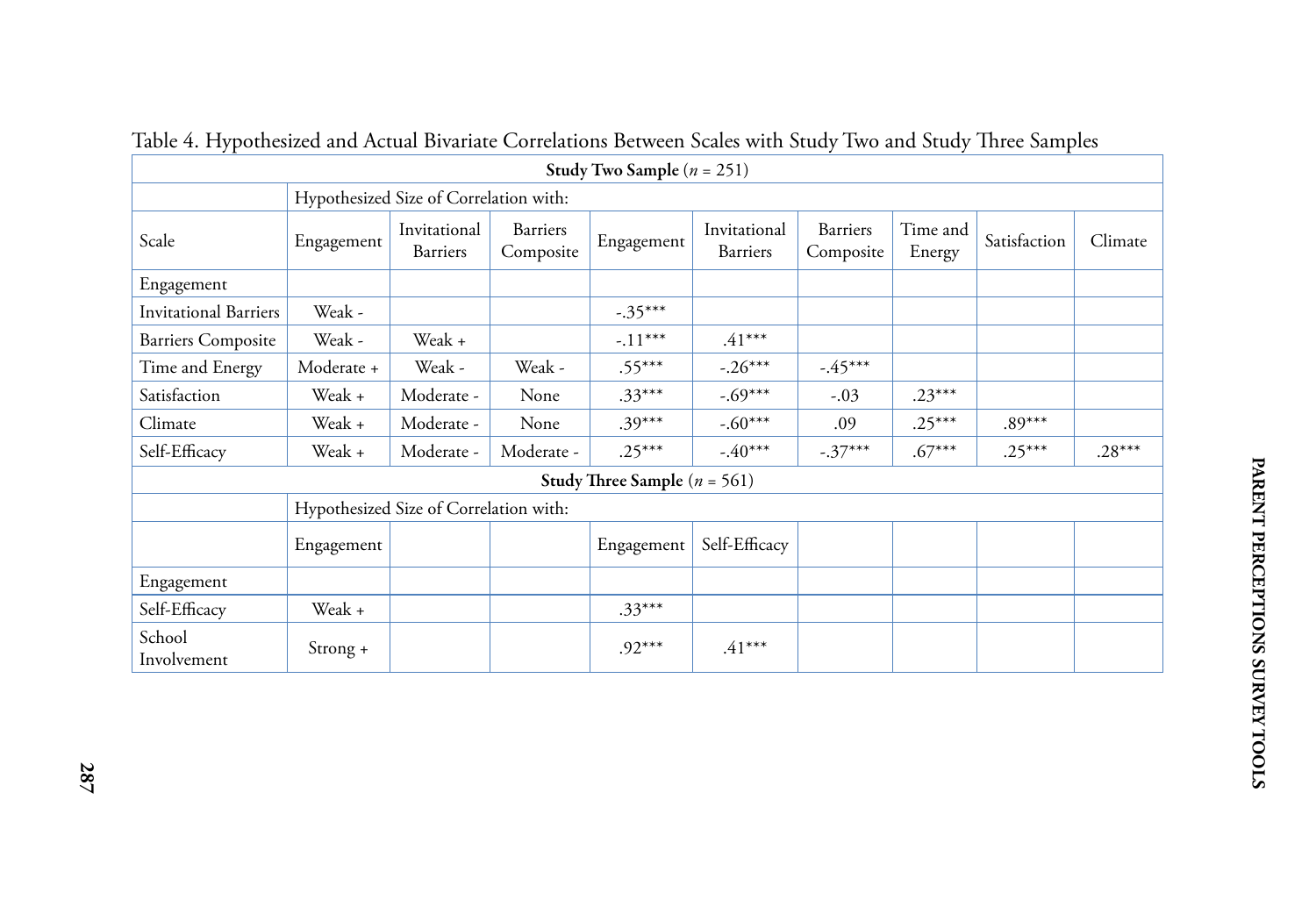Table 4. Hypothesized and Actual Bivariate Correlations Between Scales with Study Two and Study Three Samples

| **Study Two Sample** ($n$ = 251) | | | | | | | | | |
|---|---|---|---|---|---|---|---|---|---|
| | Hypothesized Size of Correlation with: | | | | | | | | |
| Scale | Engagement | Invitational Barriers | Barriers Composite | Engagement | Invitational Barriers | Barriers Composite | Time and Energy | Satisfaction | Climate |
| Engagement | | | | | | | | | |
| Invitational Barriers | Weak - | | | -.35*** | | | | | |
| Barriers Composite | Weak - | Weak + | | -.11*** | .41*** | | | | |
| Time and Energy | Moderate + | Weak - | Weak - | .55*** | -.26*** | -.45*** | | | |
| Satisfaction | Weak + | Moderate - | None | .33*** | -.69*** | -.03 | .23*** | | |
| Climate | Weak + | Moderate - | None | .39*** | -.60*** | .09 | .25*** | .89*** | |
| Self-Efficacy | Weak + | Moderate - | Moderate - | .25*** | -.40*** | -.37*** | .67*** | .25*** | .28*** |
| **Study Three Sample** ($n$ = 561) | | | | | | | | | |
| | Hypothesized Size of Correlation with: | | | | | | | | |
| | Engagement | | | Engagement | Self-Efficacy | | | | |
| Engagement | | | | | | | | | |
| Self-Efficacy | Weak + | | | .33*** | | | | | |
| School Involvement | Strong + | | | .92*** | .41*** | | | | |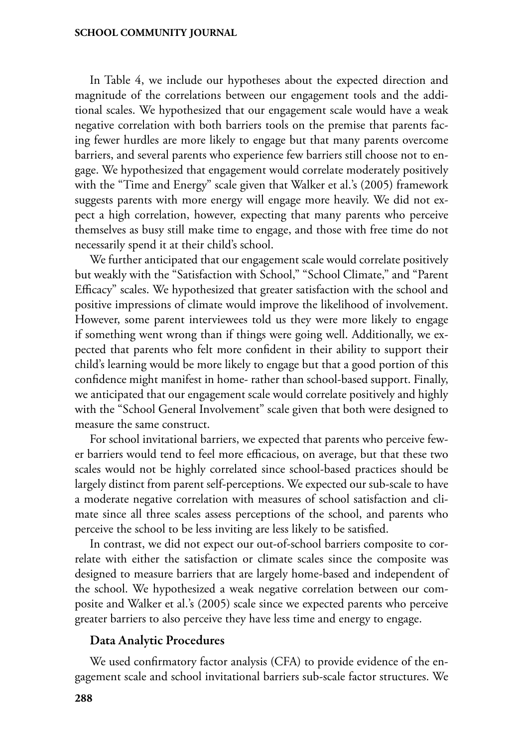In Table 4, we include our hypotheses about the expected direction and magnitude of the correlations between our engagement tools and the additional scales. We hypothesized that our engagement scale would have a weak negative correlation with both barriers tools on the premise that parents facing fewer hurdles are more likely to engage but that many parents overcome barriers, and several parents who experience few barriers still choose not to engage. We hypothesized that engagement would correlate moderately positively with the "Time and Energy" scale given that Walker et al.'s (2005) framework suggests parents with more energy will engage more heavily. We did not expect a high correlation, however, expecting that many parents who perceive themselves as busy still make time to engage, and those with free time do not necessarily spend it at their child's school.

We further anticipated that our engagement scale would correlate positively but weakly with the "Satisfaction with School," "School Climate," and "Parent Efficacy" scales. We hypothesized that greater satisfaction with the school and positive impressions of climate would improve the likelihood of involvement. However, some parent interviewees told us they were more likely to engage if something went wrong than if things were going well. Additionally, we expected that parents who felt more confident in their ability to support their child's learning would be more likely to engage but that a good portion of this confidence might manifest in home- rather than school-based support. Finally, we anticipated that our engagement scale would correlate positively and highly with the "School General Involvement" scale given that both were designed to measure the same construct.

For school invitational barriers, we expected that parents who perceive fewer barriers would tend to feel more efficacious, on average, but that these two scales would not be highly correlated since school-based practices should be largely distinct from parent self-perceptions. We expected our sub-scale to have a moderate negative correlation with measures of school satisfaction and climate since all three scales assess perceptions of the school, and parents who perceive the school to be less inviting are less likely to be satisfied.

In contrast, we did not expect our out-of-school barriers composite to correlate with either the satisfaction or climate scales since the composite was designed to measure barriers that are largely home-based and independent of the school. We hypothesized a weak negative correlation between our composite and Walker et al.'s (2005) scale since we expected parents who perceive greater barriers to also perceive they have less time and energy to engage.

### Data Analytic Procedures

We used confirmatory factor analysis (CFA) to provide evidence of the engagement scale and school invitational barriers sub-scale factor structures. We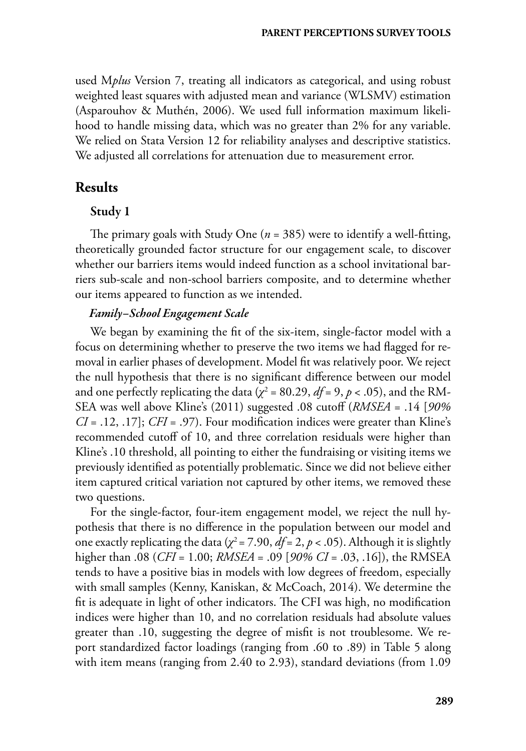used M*plus* Version 7, treating all indicators as categorical, and using robust weighted least squares with adjusted mean and variance (WLSMV) estimation (Asparouhov & Muthén, 2006). We used full information maximum likelihood to handle missing data, which was no greater than 2% for any variable. We relied on Stata Version 12 for reliability analyses and descriptive statistics. We adjusted all correlations for attenuation due to measurement error.

## Results

### Study 1

The primary goals with Study One ($n$ = 385) were to identify a well-fitting, theoretically grounded factor structure for our engagement scale, to discover whether our barriers items would indeed function as a school invitational barriers sub-scale and non-school barriers composite, and to determine whether our items appeared to function as we intended.

#### *Family–School Engagement Scale*

We began by examining the fit of the six-item, single-factor model with a focus on determining whether to preserve the two items we had flagged for removal in earlier phases of development. Model fit was relatively poor. We reject the null hypothesis that there is no significant difference between our model and one perfectly replicating the data ($\chi^2$ = 80.29, $df$ = 9, $p$ < .05), and the RMSEA was well above Kline's (2011) suggested .08 cutoff (*RMSEA* = .14 [*90% CI* = .12, .17]; *CFI* = .97). Four modification indices were greater than Kline's recommended cutoff of 10, and three correlation residuals were higher than Kline's .10 threshold, all pointing to either the fundraising or visiting items we previously identified as potentially problematic. Since we did not believe either item captured critical variation not captured by other items, we removed these two questions.

For the single-factor, four-item engagement model, we reject the null hypothesis that there is no difference in the population between our model and one exactly replicating the data ($\chi^2$ = 7.90, $df$ = 2, $p$ < .05). Although it is slightly higher than .08 (*CFI* = 1.00; *RMSEA* = .09 [*90% CI* = .03, .16]), the RMSEA tends to have a positive bias in models with low degrees of freedom, especially with small samples (Kenny, Kaniskan, & McCoach, 2014). We determine the fit is adequate in light of other indicators. The CFI was high, no modification indices were higher than 10, and no correlation residuals had absolute values greater than .10, suggesting the degree of misfit is not troublesome. We report standardized factor loadings (ranging from .60 to .89) in Table 5 along with item means (ranging from 2.40 to 2.93), standard deviations (from 1.09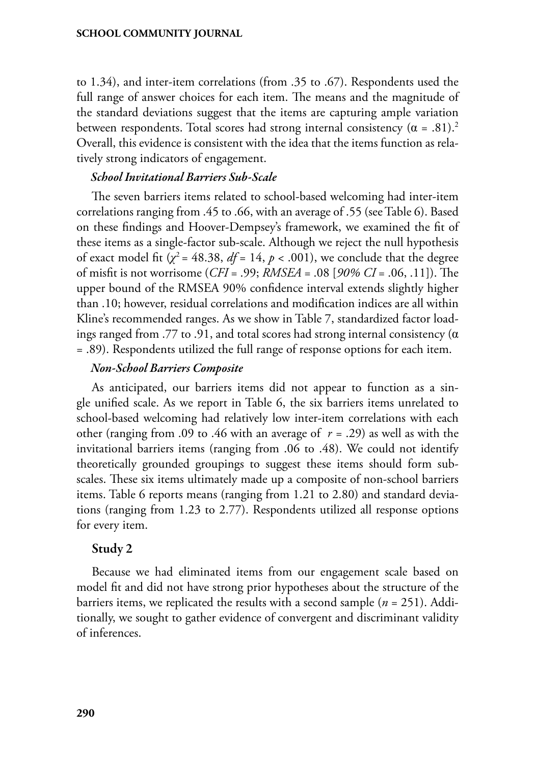to 1.34), and inter-item correlations (from .35 to .67). Respondents used the full range of answer choices for each item. The means and the magnitude of the standard deviations suggest that the items are capturing ample variation between respondents. Total scores had strong internal consistency ($\alpha$ = .81).[2] Overall, this evidence is consistent with the idea that the items function as relatively strong indicators of engagement.

***School Invitational Barriers Sub-Scale***

The seven barriers items related to school-based welcoming had inter-item correlations ranging from .45 to .66, with an average of .55 (see Table 6). Based on these findings and Hoover-Dempsey's framework, we examined the fit of these items as a single-factor sub-scale. Although we reject the null hypothesis of exact model fit ($\chi^2$ = 48.38, $df$ = 14, $p$ < .001), we conclude that the degree of misfit is not worrisome (*CFI* = .99; *RMSEA* = .08 [*90% CI* = .06, .11]). The upper bound of the RMSEA 90% confidence interval extends slightly higher than .10; however, residual correlations and modification indices are all within Kline's recommended ranges. As we show in Table 7, standardized factor loadings ranged from .77 to .91, and total scores had strong internal consistency ($\alpha$ = .89). Respondents utilized the full range of response options for each item.

***Non-School Barriers Composite***

As anticipated, our barriers items did not appear to function as a single unified scale. As we report in Table 6, the six barriers items unrelated to school-based welcoming had relatively low inter-item correlations with each other (ranging from .09 to .46 with an average of $r$ = .29) as well as with the invitational barriers items (ranging from .06 to .48). We could not identify theoretically grounded groupings to suggest these items should form sub-scales. These six items ultimately made up a composite of non-school barriers items. Table 6 reports means (ranging from 1.21 to 2.80) and standard deviations (ranging from 1.23 to 2.77). Respondents utilized all response options for every item.

## Study 2

Because we had eliminated items from our engagement scale based on model fit and did not have strong prior hypotheses about the structure of the barriers items, we replicated the results with a second sample ($n$ = 251). Additionally, we sought to gather evidence of convergent and discriminant validity of inferences.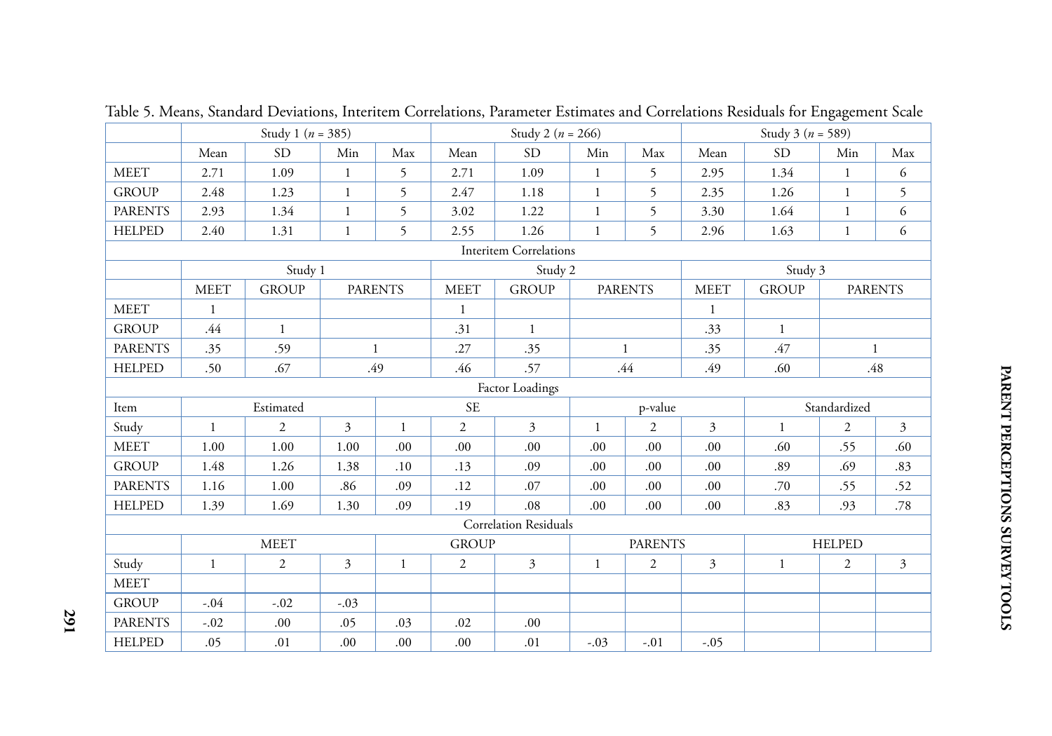Table 5. Means, Standard Deviations, Interitem Correlations, Parameter Estimates and Correlations Residuals for Engagement Scale

| | Study 1 ($n$ = 385) | | | | Study 2 ($n$ = 266) | | | | Study 3 ($n$ = 589) | | | |
|---|---|---|---|---|---|---|---|---|---|---|---|---|
| | Mean | SD | Min | Max | Mean | SD | Min | Max | Mean | SD | Min | Max |
| MEET | 2.71 | 1.09 | 1 | 5 | 2.71 | 1.09 | 1 | 5 | 2.95 | 1.34 | 1 | 6 |
| GROUP | 2.48 | 1.23 | 1 | 5 | 2.47 | 1.18 | 1 | 5 | 2.35 | 1.26 | 1 | 5 |
| PARENTS | 2.93 | 1.34 | 1 | 5 | 3.02 | 1.22 | 1 | 5 | 3.30 | 1.64 | 1 | 6 |
| HELPED | 2.40 | 1.31 | 1 | 5 | 2.55 | 1.26 | 1 | 5 | 2.96 | 1.63 | 1 | 6 |
| Interitem Correlations | | | | | | | | | | | | |
| | Study 1 | | | | Study 2 | | | | Study 3 | | | |
| | MEET | GROUP | PARENTS | | MEET | GROUP | PARENTS | | MEET | GROUP | PARENTS | |
| MEET | 1 | | | | 1 | | | | 1 | | | |
| GROUP | .44 | 1 | | | .31 | 1 | | | .33 | 1 | | |
| PARENTS | .35 | .59 | 1 | | .27 | .35 | 1 | | .35 | .47 | 1 | |
| HELPED | .50 | .67 | .49 | | .46 | .57 | .44 | | .49 | .60 | .48 | |
| Factor Loadings | | | | | | | | | | | | |
| Item | Estimated | | | SE | | | p-value | | | Standardized | | |
| Study | 1 | 2 | 3 | 1 | 2 | 3 | 1 | 2 | 3 | 1 | 2 | 3 |
| MEET | 1.00 | 1.00 | 1.00 | .00 | .00 | .00 | .00 | .00 | .00 | .60 | .55 | .60 |
| GROUP | 1.48 | 1.26 | 1.38 | .10 | .13 | .09 | .00 | .00 | .00 | .89 | .69 | .83 |
| PARENTS | 1.16 | 1.00 | .86 | .09 | .12 | .07 | .00 | .00 | .00 | .70 | .55 | .52 |
| HELPED | 1.39 | 1.69 | 1.30 | .09 | .19 | .08 | .00 | .00 | .00 | .83 | .93 | .78 |
| Correlation Residuals | | | | | | | | | | | | |
| | MEET | | | GROUP | | | PARENTS | | | HELPED | | |
| Study | 1 | 2 | 3 | 1 | 2 | 3 | 1 | 2 | 3 | 1 | 2 | 3 |
| MEET | | | | | | | | | | | | |
| GROUP | -.04 | -.02 | -.03 | | | | | | | | | |
| PARENTS | -.02 | .00 | .05 | .03 | .02 | .00 | | | | | | |
| HELPED | .05 | .01 | .00 | .00 | .00 | .01 | -.03 | -.01 | -.05 | | | |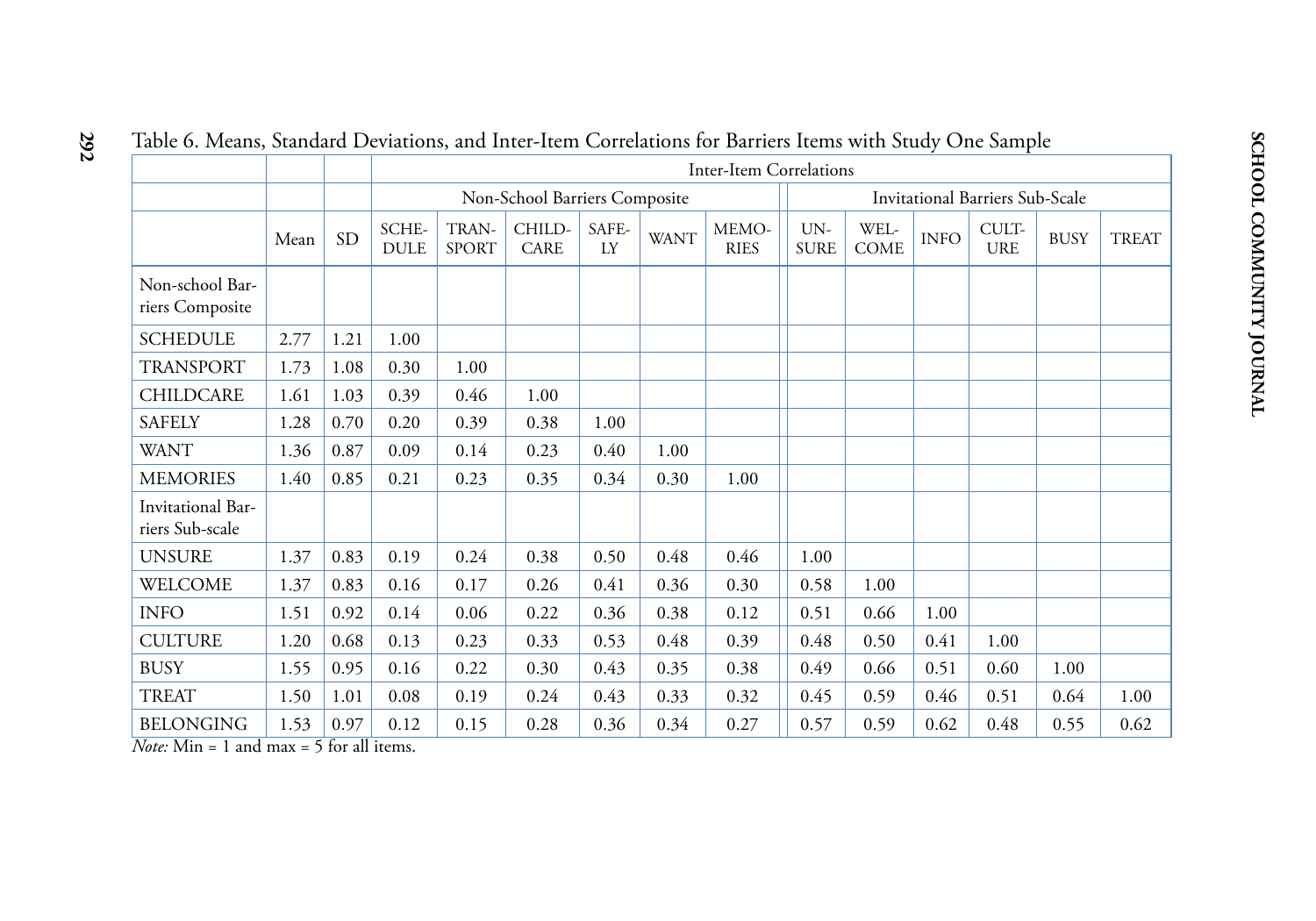Table 6. Means, Standard Deviations, and Inter-Item Correlations for Barriers Items with Study One Sample

| | | | Inter-Item Correlations | | | | | | | | | | | |
|---|---|---|---|---|---|---|---|---|---|---|---|---|---|---|
| | | | Non-School Barriers Composite | | | | | | Invitational Barriers Sub-Scale | | | | | |
| | Mean | SD | SCHEDULE | TRANSPORT | CHILDCARE | SAFELY | WANT | MEMORIES | UNSURE | WELCOME | INFO | CULTURE | BUSY | TREAT |
| Non-school Barriers Composite | | | | | | | | | | | | | | |
| SCHEDULE | 2.77 | 1.21 | 1.00 | | | | | | | | | | | |
| TRANSPORT | 1.73 | 1.08 | 0.30 | 1.00 | | | | | | | | | | |
| CHILDCARE | 1.61 | 1.03 | 0.39 | 0.46 | 1.00 | | | | | | | | | |
| SAFELY | 1.28 | 0.70 | 0.20 | 0.39 | 0.38 | 1.00 | | | | | | | | |
| WANT | 1.36 | 0.87 | 0.09 | 0.14 | 0.23 | 0.40 | 1.00 | | | | | | | |
| MEMORIES | 1.40 | 0.85 | 0.21 | 0.23 | 0.35 | 0.34 | 0.30 | 1.00 | | | | | | |
| Invitational Barriers Sub-scale | | | | | | | | | | | | | | |
| UNSURE | 1.37 | 0.83 | 0.19 | 0.24 | 0.38 | 0.50 | 0.48 | 0.46 | 1.00 | | | | | |
| WELCOME | 1.37 | 0.83 | 0.16 | 0.17 | 0.26 | 0.41 | 0.36 | 0.30 | 0.58 | 1.00 | | | | |
| INFO | 1.51 | 0.92 | 0.14 | 0.06 | 0.22 | 0.36 | 0.38 | 0.12 | 0.51 | 0.66 | 1.00 | | | |
| CULTURE | 1.20 | 0.68 | 0.13 | 0.23 | 0.33 | 0.53 | 0.48 | 0.39 | 0.48 | 0.50 | 0.41 | 1.00 | | |
| BUSY | 1.55 | 0.95 | 0.16 | 0.22 | 0.30 | 0.43 | 0.35 | 0.38 | 0.49 | 0.66 | 0.51 | 0.60 | 1.00 | |
| TREAT | 1.50 | 1.01 | 0.08 | 0.19 | 0.24 | 0.43 | 0.33 | 0.32 | 0.45 | 0.59 | 0.46 | 0.51 | 0.64 | 1.00 |
| BELONGING | 1.53 | 0.97 | 0.12 | 0.15 | 0.28 | 0.36 | 0.34 | 0.27 | 0.57 | 0.59 | 0.62 | 0.48 | 0.55 | 0.62 |

*Note:* Min = 1 and max = 5 for all items.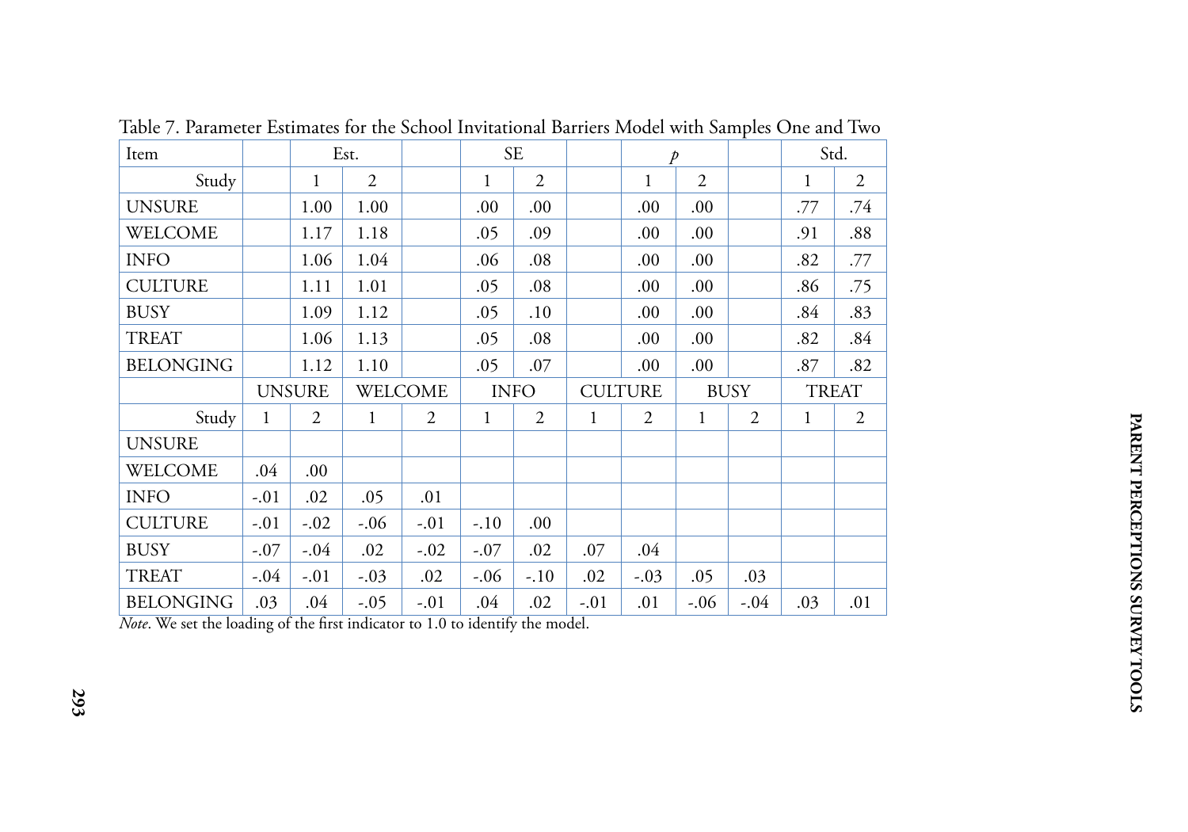Table 7. Parameter Estimates for the School Invitational Barriers Model with Samples One and Two

| Item | | Est. | | | SE | | | *p* | | | Std. | |
|---|---|---|---|---|---|---|---|---|---|---|---|---|
| Study | | 1 | 2 | | 1 | 2 | | 1 | 2 | | 1 | 2 |
| UNSURE | | 1.00 | 1.00 | | .00 | .00 | | .00 | .00 | | .77 | .74 |
| WELCOME | | 1.17 | 1.18 | | .05 | .09 | | .00 | .00 | | .91 | .88 |
| INFO | | 1.06 | 1.04 | | .06 | .08 | | .00 | .00 | | .82 | .77 |
| CULTURE | | 1.11 | 1.01 | | .05 | .08 | | .00 | .00 | | .86 | .75 |
| BUSY | | 1.09 | 1.12 | | .05 | .10 | | .00 | .00 | | .84 | .83 |
| TREAT | | 1.06 | 1.13 | | .05 | .08 | | .00 | .00 | | .82 | .84 |
| BELONGING | | 1.12 | 1.10 | | .05 | .07 | | .00 | .00 | | .87 | .82 |
| | UNSURE | | WELCOME | | INFO | | CULTURE | | BUSY | | TREAT | |
| Study | 1 | 2 | 1 | 2 | 1 | 2 | 1 | 2 | 1 | 2 | 1 | 2 |
| UNSURE | | | | | | | | | | | | |
| WELCOME | .04 | .00 | | | | | | | | | | |
| INFO | -.01 | .02 | .05 | .01 | | | | | | | | |
| CULTURE | -.01 | -.02 | -.06 | -.01 | -.10 | .00 | | | | | | |
| BUSY | -.07 | -.04 | .02 | -.02 | -.07 | .02 | .07 | .04 | | | | |
| TREAT | -.04 | -.01 | -.03 | .02 | -.06 | -.10 | .02 | -.03 | .05 | .03 | | |
| BELONGING | .03 | .04 | -.05 | -.01 | .04 | .02 | -.01 | .01 | -.06 | -.04 | .03 | .01 |

*Note*. We set the loading of the first indicator to 1.0 to identify the model.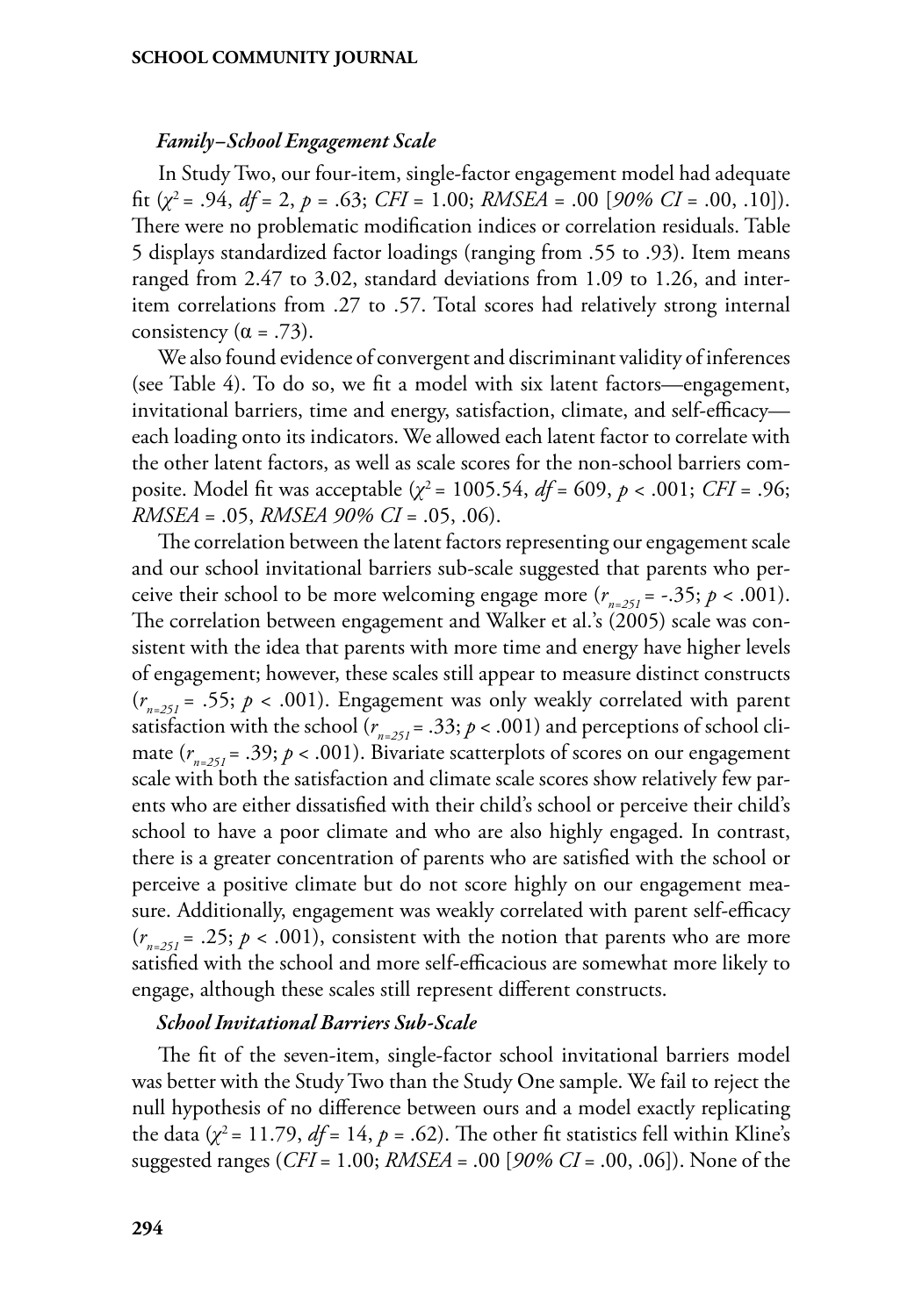### *Family–School Engagement Scale*

In Study Two, our four-item, single-factor engagement model had adequate fit ($\chi^2$ = .94, *df* = 2, *p* = .63; *CFI* = 1.00; *RMSEA* = .00 [*90% CI* = .00, .10]). There were no problematic modification indices or correlation residuals. Table 5 displays standardized factor loadings (ranging from .55 to .93). Item means ranged from 2.47 to 3.02, standard deviations from 1.09 to 1.26, and inter-item correlations from .27 to .57. Total scores had relatively strong internal consistency (α = .73).

We also found evidence of convergent and discriminant validity of inferences (see Table 4). To do so, we fit a model with six latent factors—engagement, invitational barriers, time and energy, satisfaction, climate, and self-efficacy—each loading onto its indicators. We allowed each latent factor to correlate with the other latent factors, as well as scale scores for the non-school barriers composite. Model fit was acceptable ($\chi^2$ = 1005.54, *df* = 609, *p* < .001; *CFI* = .96; *RMSEA* = .05, *RMSEA 90% CI* = .05, .06).

The correlation between the latent factors representing our engagement scale and our school invitational barriers sub-scale suggested that parents who perceive their school to be more welcoming engage more ($r_{n=251}$ = -.35; $p < .001$). The correlation between engagement and Walker et al.'s (2005) scale was consistent with the idea that parents with more time and energy have higher levels of engagement; however, these scales still appear to measure distinct constructs ($r_{n=251}$ = .55; $p < .001$). Engagement was only weakly correlated with parent satisfaction with the school ($r_{n=251}$ = .33; $p < .001$) and perceptions of school climate ($r_{n=251}$ = .39; $p < .001$). Bivariate scatterplots of scores on our engagement scale with both the satisfaction and climate scale scores show relatively few parents who are either dissatisfied with their child's school or perceive their child's school to have a poor climate and who are also highly engaged. In contrast, there is a greater concentration of parents who are satisfied with the school or perceive a positive climate but do not score highly on our engagement measure. Additionally, engagement was weakly correlated with parent self-efficacy ($r_{n=251}$ = .25; $p < .001$), consistent with the notion that parents who are more satisfied with the school and more self-efficacious are somewhat more likely to engage, although these scales still represent different constructs.

### *School Invitational Barriers Sub-Scale*

The fit of the seven-item, single-factor school invitational barriers model was better with the Study Two than the Study One sample. We fail to reject the null hypothesis of no difference between ours and a model exactly replicating the data ($\chi^2$ = 11.79, *df* = 14, *p* = .62). The other fit statistics fell within Kline's suggested ranges (*CFI* = 1.00; *RMSEA* = .00 [*90% CI* = .00, .06]). None of the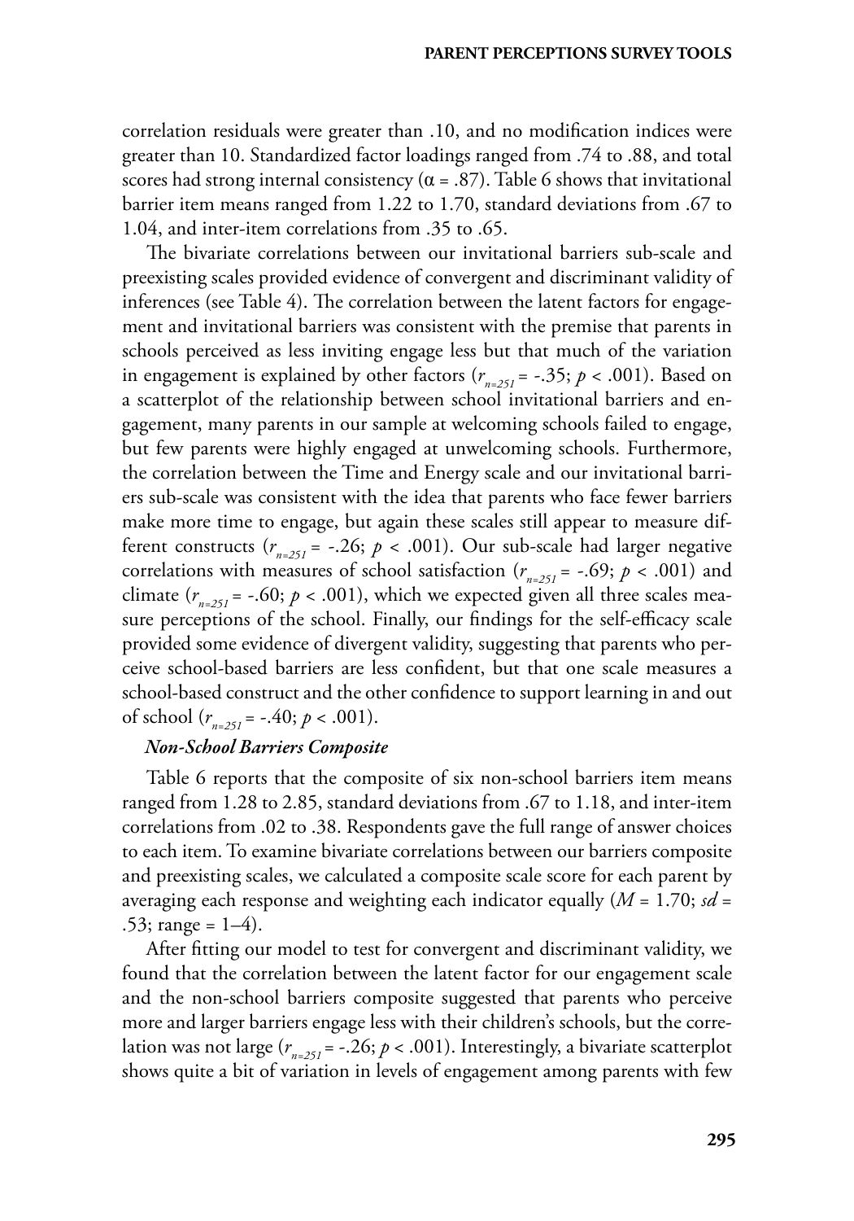correlation residuals were greater than .10, and no modification indices were greater than 10. Standardized factor loadings ranged from .74 to .88, and total scores had strong internal consistency ($\alpha = .87$). Table 6 shows that invitational barrier item means ranged from 1.22 to 1.70, standard deviations from .67 to 1.04, and inter-item correlations from .35 to .65.

The bivariate correlations between our invitational barriers sub-scale and preexisting scales provided evidence of convergent and discriminant validity of inferences (see Table 4). The correlation between the latent factors for engagement and invitational barriers was consistent with the premise that parents in schools perceived as less inviting engage less but that much of the variation in engagement is explained by other factors ($r_{n=251} = -.35$; $p < .001$). Based on a scatterplot of the relationship between school invitational barriers and engagement, many parents in our sample at welcoming schools failed to engage, but few parents were highly engaged at unwelcoming schools. Furthermore, the correlation between the Time and Energy scale and our invitational barriers sub-scale was consistent with the idea that parents who face fewer barriers make more time to engage, but again these scales still appear to measure different constructs ($r_{n=251} = -.26$; $p < .001$). Our sub-scale had larger negative correlations with measures of school satisfaction ($r_{n=251} = -.69$; $p < .001$) and climate ($r_{n=251} = -.60$; $p < .001$), which we expected given all three scales measure perceptions of the school. Finally, our findings for the self-efficacy scale provided some evidence of divergent validity, suggesting that parents who perceive school-based barriers are less confident, but that one scale measures a school-based construct and the other confidence to support learning in and out of school ($r_{n=251} = -.40$; $p < .001$).

***Non-School Barriers Composite***

Table 6 reports that the composite of six non-school barriers item means ranged from 1.28 to 2.85, standard deviations from .67 to 1.18, and inter-item correlations from .02 to .38. Respondents gave the full range of answer choices to each item. To examine bivariate correlations between our barriers composite and preexisting scales, we calculated a composite scale score for each parent by averaging each response and weighting each indicator equally ($M = 1.70$; $sd = .53$; range = 1–4).

After fitting our model to test for convergent and discriminant validity, we found that the correlation between the latent factor for our engagement scale and the non-school barriers composite suggested that parents who perceive more and larger barriers engage less with their children's schools, but the correlation was not large ($r_{n=251} = -.26$; $p < .001$). Interestingly, a bivariate scatterplot shows quite a bit of variation in levels of engagement among parents with few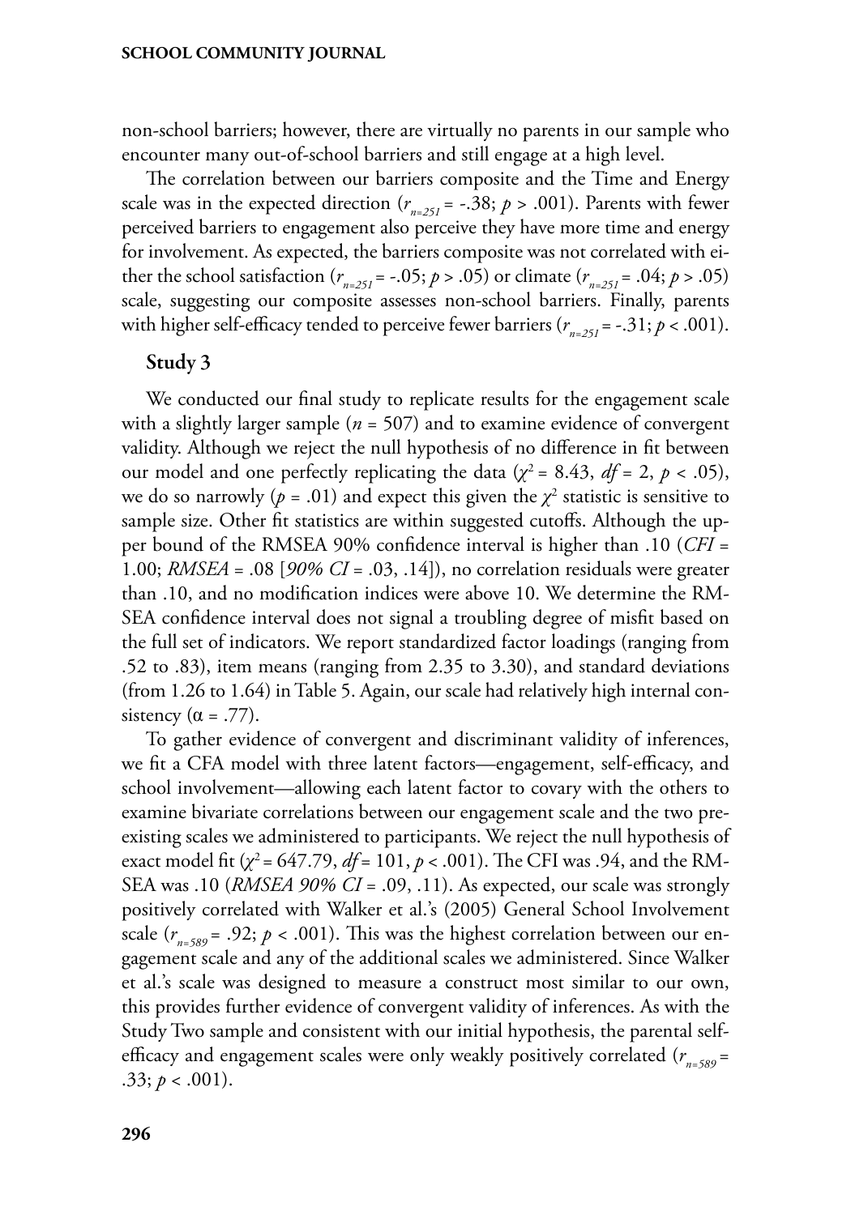non-school barriers; however, there are virtually no parents in our sample who encounter many out-of-school barriers and still engage at a high level.

The correlation between our barriers composite and the Time and Energy scale was in the expected direction ($r_{n=251}$ = -.38; $p$ > .001). Parents with fewer perceived barriers to engagement also perceive they have more time and energy for involvement. As expected, the barriers composite was not correlated with either the school satisfaction ($r_{n=251}$ = -.05; $p$ > .05) or climate ($r_{n=251}$ = .04; $p$ > .05) scale, suggesting our composite assesses non-school barriers. Finally, parents with higher self-efficacy tended to perceive fewer barriers ($r_{n=251}$ = -.31; $p$ < .001).

### Study 3

We conducted our final study to replicate results for the engagement scale with a slightly larger sample ($n$ = 507) and to examine evidence of convergent validity. Although we reject the null hypothesis of no difference in fit between our model and one perfectly replicating the data ($\chi^2$ = 8.43, $df$ = 2, $p$ < .05), we do so narrowly ($p$ = .01) and expect this given the $\chi^2$ statistic is sensitive to sample size. Other fit statistics are within suggested cutoffs. Although the upper bound of the RMSEA 90% confidence interval is higher than .10 (*CFI* = 1.00; *RMSEA* = .08 [*90% CI* = .03, .14]), no correlation residuals were greater than .10, and no modification indices were above 10. We determine the RMSEA confidence interval does not signal a troubling degree of misfit based on the full set of indicators. We report standardized factor loadings (ranging from .52 to .83), item means (ranging from 2.35 to 3.30), and standard deviations (from 1.26 to 1.64) in Table 5. Again, our scale had relatively high internal consistency (α = .77).

To gather evidence of convergent and discriminant validity of inferences, we fit a CFA model with three latent factors—engagement, self-efficacy, and school involvement—allowing each latent factor to covary with the others to examine bivariate correlations between our engagement scale and the two preexisting scales we administered to participants. We reject the null hypothesis of exact model fit ($\chi^2$ = 647.79, $df$ = 101, $p$ < .001). The CFI was .94, and the RMSEA was .10 (*RMSEA 90% CI* = .09, .11). As expected, our scale was strongly positively correlated with Walker et al.'s (2005) General School Involvement scale ($r_{n=589}$ = .92; $p$ < .001). This was the highest correlation between our engagement scale and any of the additional scales we administered. Since Walker et al.'s scale was designed to measure a construct most similar to our own, this provides further evidence of convergent validity of inferences. As with the Study Two sample and consistent with our initial hypothesis, the parental self-efficacy and engagement scales were only weakly positively correlated ($r_{n=589}$ = .33; $p$ < .001).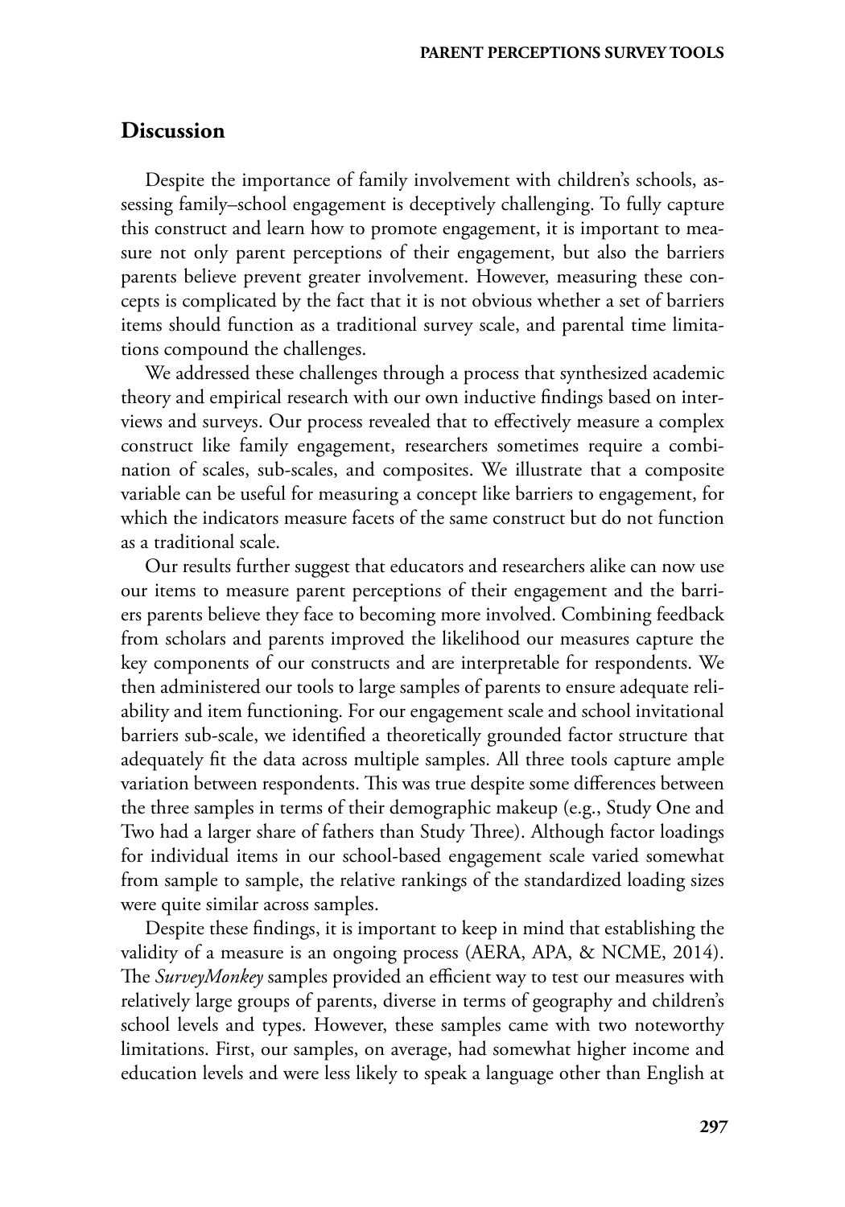## Discussion

Despite the importance of family involvement with children's schools, assessing family–school engagement is deceptively challenging. To fully capture this construct and learn how to promote engagement, it is important to measure not only parent perceptions of their engagement, but also the barriers parents believe prevent greater involvement. However, measuring these concepts is complicated by the fact that it is not obvious whether a set of barriers items should function as a traditional survey scale, and parental time limitations compound the challenges.

We addressed these challenges through a process that synthesized academic theory and empirical research with our own inductive findings based on interviews and surveys. Our process revealed that to effectively measure a complex construct like family engagement, researchers sometimes require a combination of scales, sub-scales, and composites. We illustrate that a composite variable can be useful for measuring a concept like barriers to engagement, for which the indicators measure facets of the same construct but do not function as a traditional scale.

Our results further suggest that educators and researchers alike can now use our items to measure parent perceptions of their engagement and the barriers parents believe they face to becoming more involved. Combining feedback from scholars and parents improved the likelihood our measures capture the key components of our constructs and are interpretable for respondents. We then administered our tools to large samples of parents to ensure adequate reliability and item functioning. For our engagement scale and school invitational barriers sub-scale, we identified a theoretically grounded factor structure that adequately fit the data across multiple samples. All three tools capture ample variation between respondents. This was true despite some differences between the three samples in terms of their demographic makeup (e.g., Study One and Two had a larger share of fathers than Study Three). Although factor loadings for individual items in our school-based engagement scale varied somewhat from sample to sample, the relative rankings of the standardized loading sizes were quite similar across samples.

Despite these findings, it is important to keep in mind that establishing the validity of a measure is an ongoing process (AERA, APA, & NCME, 2014). The *SurveyMonkey* samples provided an efficient way to test our measures with relatively large groups of parents, diverse in terms of geography and children's school levels and types. However, these samples came with two noteworthy limitations. First, our samples, on average, had somewhat higher income and education levels and were less likely to speak a language other than English at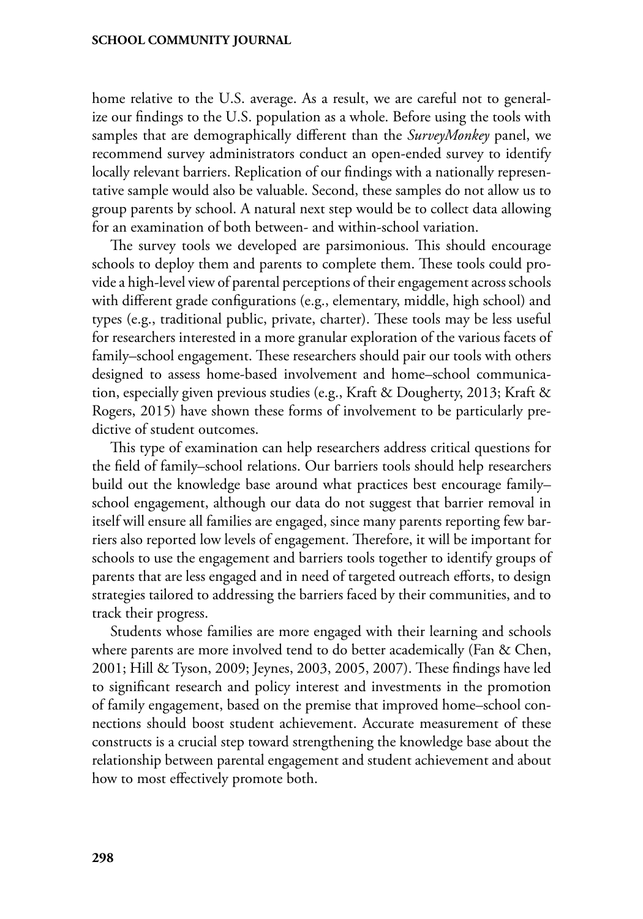home relative to the U.S. average. As a result, we are careful not to generalize our findings to the U.S. population as a whole. Before using the tools with samples that are demographically different than the *SurveyMonkey* panel, we recommend survey administrators conduct an open-ended survey to identify locally relevant barriers. Replication of our findings with a nationally representative sample would also be valuable. Second, these samples do not allow us to group parents by school. A natural next step would be to collect data allowing for an examination of both between- and within-school variation.

The survey tools we developed are parsimonious. This should encourage schools to deploy them and parents to complete them. These tools could provide a high-level view of parental perceptions of their engagement across schools with different grade configurations (e.g., elementary, middle, high school) and types (e.g., traditional public, private, charter). These tools may be less useful for researchers interested in a more granular exploration of the various facets of family–school engagement. These researchers should pair our tools with others designed to assess home-based involvement and home–school communication, especially given previous studies (e.g., Kraft & Dougherty, 2013; Kraft & Rogers, 2015) have shown these forms of involvement to be particularly predictive of student outcomes.

This type of examination can help researchers address critical questions for the field of family–school relations. Our barriers tools should help researchers build out the knowledge base around what practices best encourage family–school engagement, although our data do not suggest that barrier removal in itself will ensure all families are engaged, since many parents reporting few barriers also reported low levels of engagement. Therefore, it will be important for schools to use the engagement and barriers tools together to identify groups of parents that are less engaged and in need of targeted outreach efforts, to design strategies tailored to addressing the barriers faced by their communities, and to track their progress.

Students whose families are more engaged with their learning and schools where parents are more involved tend to do better academically (Fan & Chen, 2001; Hill & Tyson, 2009; Jeynes, 2003, 2005, 2007). These findings have led to significant research and policy interest and investments in the promotion of family engagement, based on the premise that improved home–school connections should boost student achievement. Accurate measurement of these constructs is a crucial step toward strengthening the knowledge base about the relationship between parental engagement and student achievement and about how to most effectively promote both.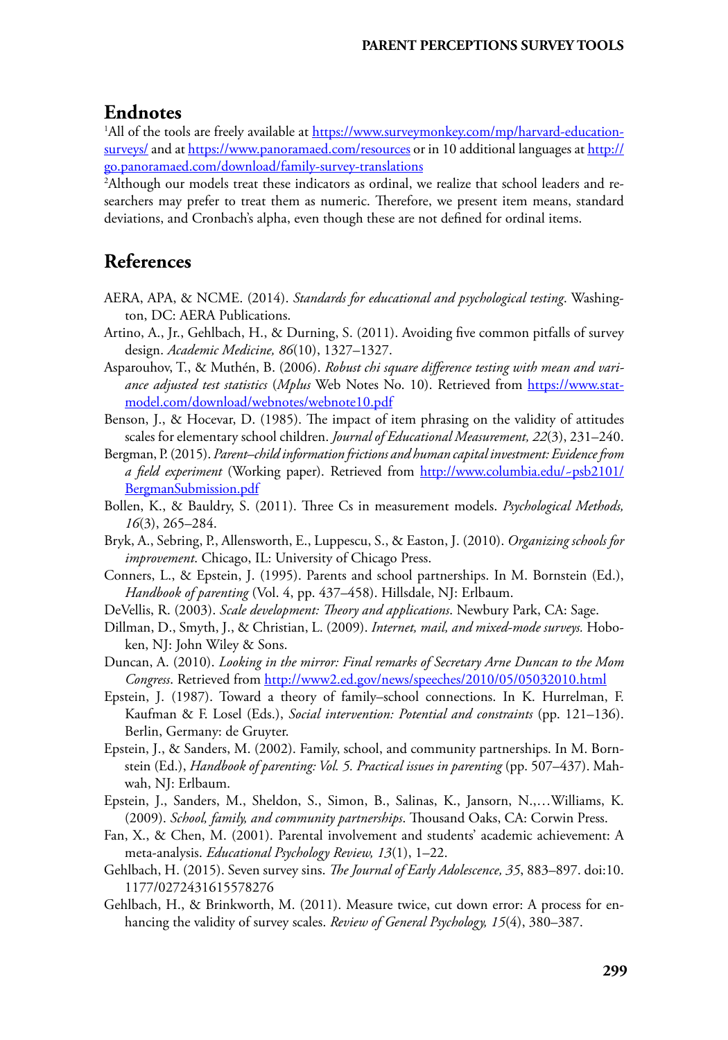## Endnotes

[1]All of the tools are freely available at https://www.surveymonkey.com/mp/harvard-education-surveys/ and at https://www.panoramaed.com/resources or in 10 additional languages at http://go.panoramaed.com/download/family-survey-translations

[2]Although our models treat these indicators as ordinal, we realize that school leaders and researchers may prefer to treat them as numeric. Therefore, we present item means, standard deviations, and Cronbach's alpha, even though these are not defined for ordinal items.

## References

AERA, APA, & NCME. (2014). *Standards for educational and psychological testing*. Washington, DC: AERA Publications.

Artino, A., Jr., Gehlbach, H., & Durning, S. (2011). Avoiding five common pitfalls of survey design. *Academic Medicine, 86*(10), 1327–1327.

Asparouhov, T., & Muthén, B. (2006). *Robust chi square difference testing with mean and variance adjusted test statistics* (*Mplus* Web Notes No. 10). Retrieved from https://www.statmodel.com/download/webnotes/webnote10.pdf

Benson, J., & Hocevar, D. (1985). The impact of item phrasing on the validity of attitudes scales for elementary school children. *Journal of Educational Measurement, 22*(3), 231–240.

Bergman, P. (2015). *Parent–child information frictions and human capital investment: Evidence from a field experiment* (Working paper). Retrieved from http://www.columbia.edu/~psb2101/BergmanSubmission.pdf

Bollen, K., & Bauldry, S. (2011). Three Cs in measurement models. *Psychological Methods, 16*(3), 265–284.

Bryk, A., Sebring, P., Allensworth, E., Luppescu, S., & Easton, J. (2010). *Organizing schools for improvement*. Chicago, IL: University of Chicago Press.

Conners, L., & Epstein, J. (1995). Parents and school partnerships. In M. Bornstein (Ed.), *Handbook of parenting* (Vol. 4, pp. 437–458). Hillsdale, NJ: Erlbaum.

DeVellis, R. (2003). *Scale development: Theory and applications*. Newbury Park, CA: Sage.

Dillman, D., Smyth, J., & Christian, L. (2009). *Internet, mail, and mixed-mode surveys.* Hoboken, NJ: John Wiley & Sons.

Duncan, A. (2010). *Looking in the mirror: Final remarks of Secretary Arne Duncan to the Mom Congress*. Retrieved from http://www2.ed.gov/news/speeches/2010/05/05032010.html

Epstein, J. (1987). Toward a theory of family–school connections. In K. Hurrelman, F. Kaufman & F. Losel (Eds.), *Social intervention: Potential and constraints* (pp. 121–136). Berlin, Germany: de Gruyter.

Epstein, J., & Sanders, M. (2002). Family, school, and community partnerships. In M. Bornstein (Ed.), *Handbook of parenting: Vol. 5. Practical issues in parenting* (pp. 507–437). Mahwah, NJ: Erlbaum.

Epstein, J., Sanders, M., Sheldon, S., Simon, B., Salinas, K., Jansorn, N.,…Williams, K. (2009). *School, family, and community partnerships*. Thousand Oaks, CA: Corwin Press.

Fan, X., & Chen, M. (2001). Parental involvement and students' academic achievement: A meta-analysis. *Educational Psychology Review, 13*(1), 1–22.

Gehlbach, H. (2015). Seven survey sins. *The Journal of Early Adolescence, 35*, 883–897. doi:10.1177/0272431615578276

Gehlbach, H., & Brinkworth, M. (2011). Measure twice, cut down error: A process for enhancing the validity of survey scales. *Review of General Psychology, 15*(4), 380–387.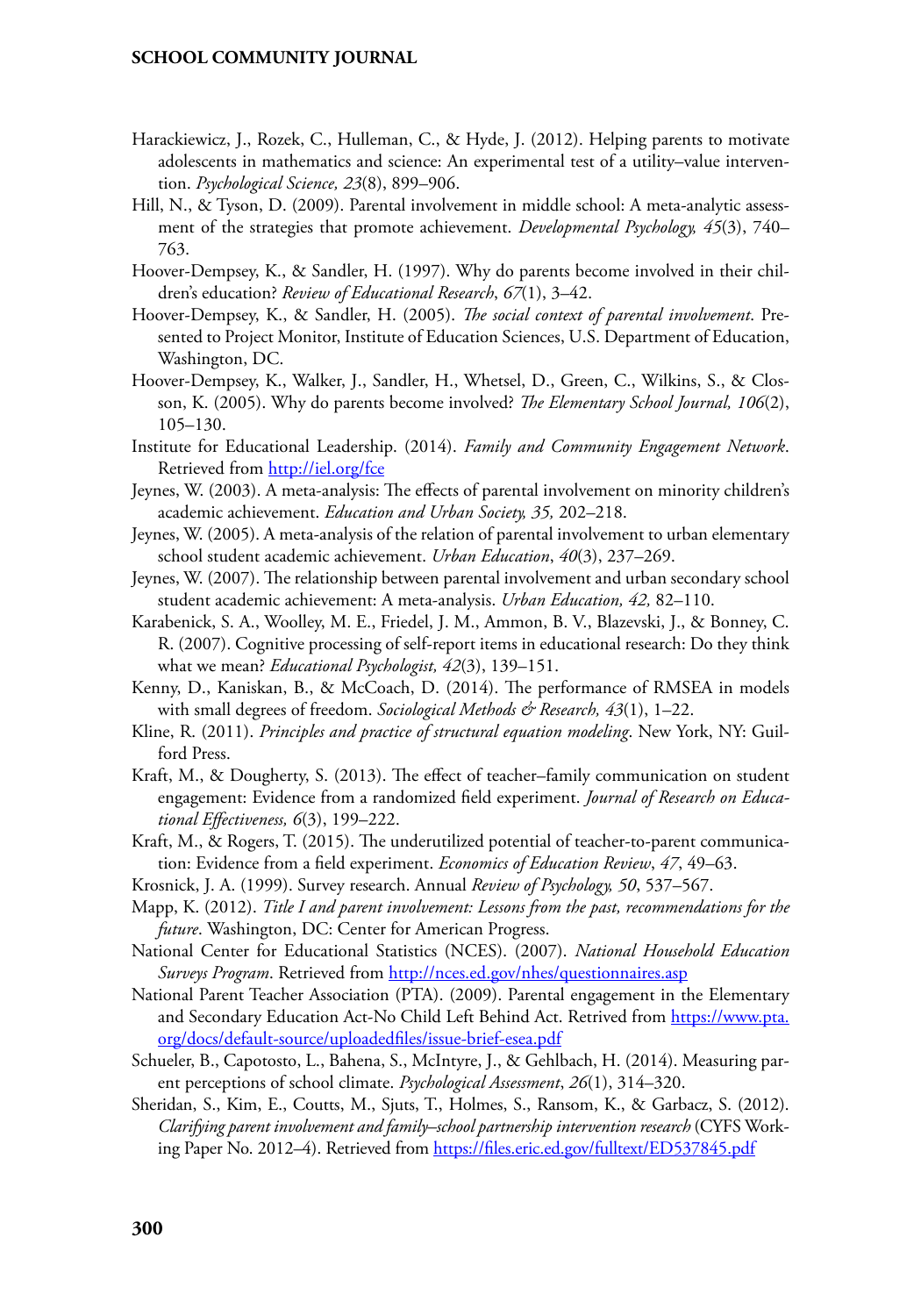Harackiewicz, J., Rozek, C., Hulleman, C., & Hyde, J. (2012). Helping parents to motivate adolescents in mathematics and science: An experimental test of a utility–value intervention. *Psychological Science, 23*(8), 899–906.

Hill, N., & Tyson, D. (2009). Parental involvement in middle school: A meta-analytic assessment of the strategies that promote achievement. *Developmental Psychology, 45*(3), 740–763.

Hoover-Dempsey, K., & Sandler, H. (1997). Why do parents become involved in their children's education? *Review of Educational Research*, *67*(1), 3–42.

Hoover-Dempsey, K., & Sandler, H. (2005). *The social context of parental involvement*. Presented to Project Monitor, Institute of Education Sciences, U.S. Department of Education, Washington, DC.

Hoover-Dempsey, K., Walker, J., Sandler, H., Whetsel, D., Green, C., Wilkins, S., & Closson, K. (2005). Why do parents become involved? *The Elementary School Journal, 106*(2), 105–130.

Institute for Educational Leadership. (2014). *Family and Community Engagement Network*. Retrieved from http://iel.org/fce

Jeynes, W. (2003). A meta-analysis: The effects of parental involvement on minority children's academic achievement. *Education and Urban Society, 35,* 202–218.

Jeynes, W. (2005). A meta-analysis of the relation of parental involvement to urban elementary school student academic achievement. *Urban Education*, *40*(3), 237–269.

Jeynes, W. (2007). The relationship between parental involvement and urban secondary school student academic achievement: A meta-analysis. *Urban Education, 42,* 82–110.

Karabenick, S. A., Woolley, M. E., Friedel, J. M., Ammon, B. V., Blazevski, J., & Bonney, C. R. (2007). Cognitive processing of self-report items in educational research: Do they think what we mean? *Educational Psychologist, 42*(3), 139–151.

Kenny, D., Kaniskan, B., & McCoach, D. (2014). The performance of RMSEA in models with small degrees of freedom. *Sociological Methods & Research, 43*(1), 1–22.

Kline, R. (2011). *Principles and practice of structural equation modeling*. New York, NY: Guilford Press.

Kraft, M., & Dougherty, S. (2013). The effect of teacher–family communication on student engagement: Evidence from a randomized field experiment. *Journal of Research on Educational Effectiveness, 6*(3), 199–222.

Kraft, M., & Rogers, T. (2015). The underutilized potential of teacher-to-parent communication: Evidence from a field experiment. *Economics of Education Review*, *47*, 49–63.

Krosnick, J. A. (1999). Survey research. Annual *Review of Psychology, 50*, 537–567.

Mapp, K. (2012). *Title I and parent involvement: Lessons from the past, recommendations for the future*. Washington, DC: Center for American Progress.

National Center for Educational Statistics (NCES). (2007). *National Household Education Surveys Program*. Retrieved from http://nces.ed.gov/nhes/questionnaires.asp

National Parent Teacher Association (PTA). (2009). Parental engagement in the Elementary and Secondary Education Act-No Child Left Behind Act. Retrived from https://www.pta.org/docs/default-source/uploadedfiles/issue-brief-esea.pdf

Schueler, B., Capotosto, L., Bahena, S., McIntyre, J., & Gehlbach, H. (2014). Measuring parent perceptions of school climate. *Psychological Assessment*, *26*(1), 314–320.

Sheridan, S., Kim, E., Coutts, M., Sjuts, T., Holmes, S., Ransom, K., & Garbacz, S. (2012). *Clarifying parent involvement and family–school partnership intervention research* (CYFS Working Paper No. 2012–4). Retrieved from https://files.eric.ed.gov/fulltext/ED537845.pdf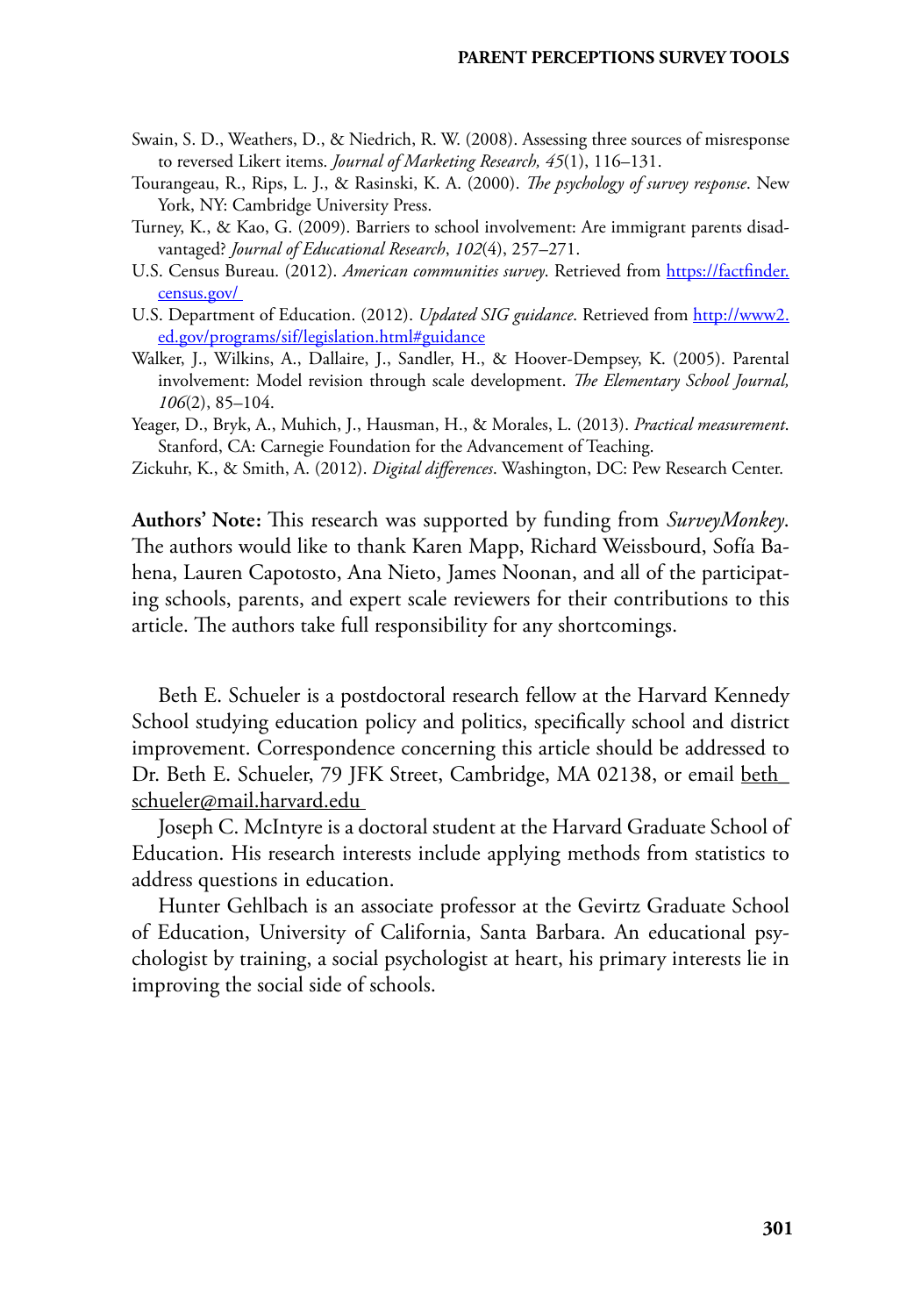Swain, S. D., Weathers, D., & Niedrich, R. W. (2008). Assessing three sources of misresponse to reversed Likert items. *Journal of Marketing Research, 45*(1), 116–131.

Tourangeau, R., Rips, L. J., & Rasinski, K. A. (2000). *The psychology of survey response*. New York, NY: Cambridge University Press.

Turney, K., & Kao, G. (2009). Barriers to school involvement: Are immigrant parents disadvantaged? *Journal of Educational Research*, *102*(4), 257–271.

U.S. Census Bureau. (2012). *American communities survey*. Retrieved from https://factfinder.census.gov/

U.S. Department of Education. (2012). *Updated SIG guidance*. Retrieved from http://www2.ed.gov/programs/sif/legislation.html#guidance

Walker, J., Wilkins, A., Dallaire, J., Sandler, H., & Hoover-Dempsey, K. (2005). Parental involvement: Model revision through scale development. *The Elementary School Journal, 106*(2), 85–104.

Yeager, D., Bryk, A., Muhich, J., Hausman, H., & Morales, L. (2013). *Practical measurement*. Stanford, CA: Carnegie Foundation for the Advancement of Teaching.

Zickuhr, K., & Smith, A. (2012). *Digital differences*. Washington, DC: Pew Research Center.

**Authors' Note:** This research was supported by funding from *SurveyMonkey*. The authors would like to thank Karen Mapp, Richard Weissbourd, Sofía Bahena, Lauren Capotosto, Ana Nieto, James Noonan, and all of the participating schools, parents, and expert scale reviewers for their contributions to this article. The authors take full responsibility for any shortcomings.

Beth E. Schueler is a postdoctoral research fellow at the Harvard Kennedy School studying education policy and politics, specifically school and district improvement. Correspondence concerning this article should be addressed to Dr. Beth E. Schueler, 79 JFK Street, Cambridge, MA 02138, or email beth_schueler@mail.harvard.edu

Joseph C. McIntyre is a doctoral student at the Harvard Graduate School of Education. His research interests include applying methods from statistics to address questions in education.

Hunter Gehlbach is an associate professor at the Gevirtz Graduate School of Education, University of California, Santa Barbara. An educational psychologist by training, a social psychologist at heart, his primary interests lie in improving the social side of schools.